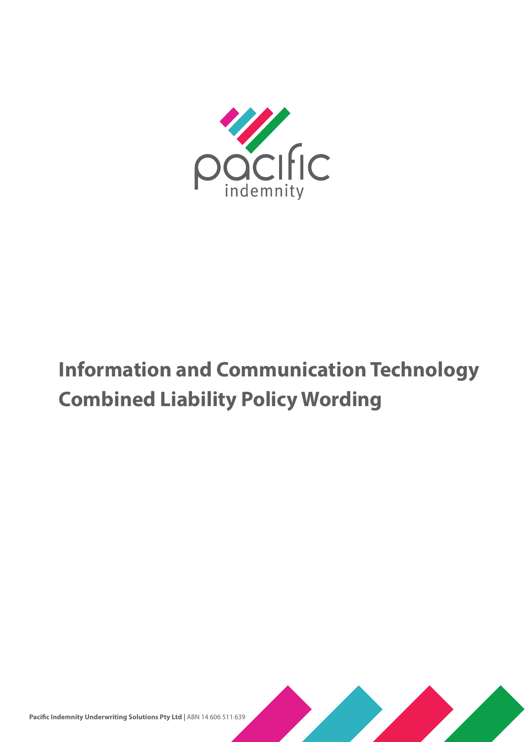pacific indemnity

# Information and Communication Technology Combined Liability Policy Wording

**Pacific Indemnity Underwriting Solutions Pty Ltd** | ABN 14 606 511 639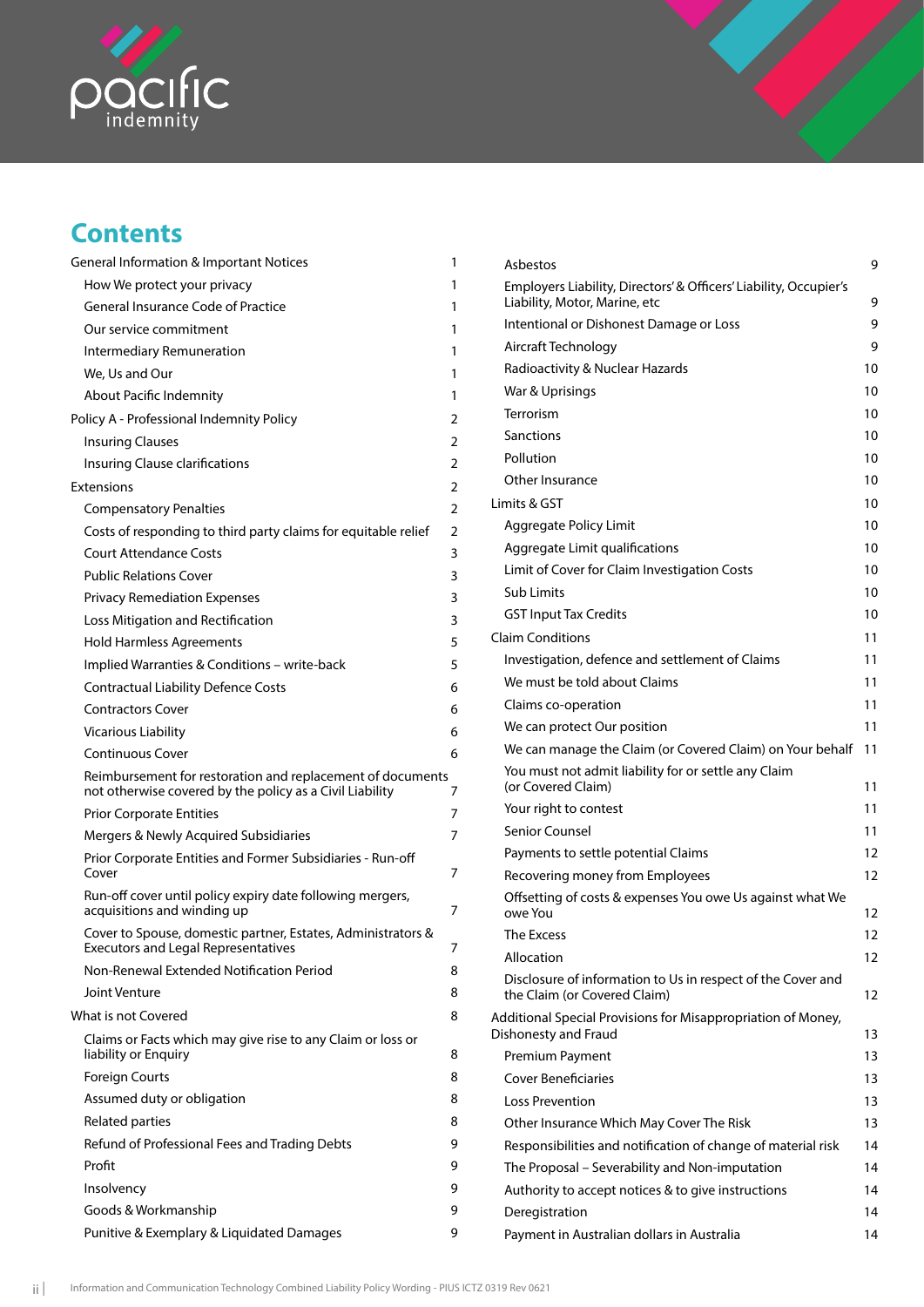# Contents

| | |
|---|---|
| General Information & Important Notices | 1 |
| How We protect your privacy | 1 |
| General Insurance Code of Practice | 1 |
| Our service commitment | 1 |
| Intermediary Remuneration | 1 |
| We, Us and Our | 1 |
| About Pacific Indemnity | 1 |
| Policy A - Professional Indemnity Policy | 2 |
| Insuring Clauses | 2 |
| Insuring Clause clarifications | 2 |
| Extensions | 2 |
| Compensatory Penalties | 2 |
| Costs of responding to third party claims for equitable relief | 2 |
| Court Attendance Costs | 3 |
| Public Relations Cover | 3 |
| Privacy Remediation Expenses | 3 |
| Loss Mitigation and Rectification | 3 |
| Hold Harmless Agreements | 5 |
| Implied Warranties & Conditions – write-back | 5 |
| Contractual Liability Defence Costs | 6 |
| Contractors Cover | 6 |
| Vicarious Liability | 6 |
| Continuous Cover | 6 |
| Reimbursement for restoration and replacement of documents not otherwise covered by the policy as a Civil Liability | 7 |
| Prior Corporate Entities | 7 |
| Mergers & Newly Acquired Subsidiaries | 7 |
| Prior Corporate Entities and Former Subsidiaries - Run-off Cover | 7 |
| Run-off cover until policy expiry date following mergers, acquisitions and winding up | 7 |
| Cover to Spouse, domestic partner, Estates, Administrators & Executors and Legal Representatives | 7 |
| Non-Renewal Extended Notification Period | 8 |
| Joint Venture | 8 |
| What is not Covered | 8 |
| Claims or Facts which may give rise to any Claim or loss or liability or Enquiry | 8 |
| Foreign Courts | 8 |
| Assumed duty or obligation | 8 |
| Related parties | 8 |
| Refund of Professional Fees and Trading Debts | 9 |
| Profit | 9 |
| Insolvency | 9 |
| Goods & Workmanship | 9 |
| Punitive & Exemplary & Liquidated Damages | 9 |
| Asbestos | 9 |
| Employers Liability, Directors' & Officers' Liability, Occupier's Liability, Motor, Marine, etc | 9 |
| Intentional or Dishonest Damage or Loss | 9 |
| Aircraft Technology | 9 |
| Radioactivity & Nuclear Hazards | 10 |
| War & Uprisings | 10 |
| Terrorism | 10 |
| Sanctions | 10 |
| Pollution | 10 |
| Other Insurance | 10 |
| Limits & GST | 10 |
| Aggregate Policy Limit | 10 |
| Aggregate Limit qualifications | 10 |
| Limit of Cover for Claim Investigation Costs | 10 |
| Sub Limits | 10 |
| GST Input Tax Credits | 10 |
| Claim Conditions | 11 |
| Investigation, defence and settlement of Claims | 11 |
| We must be told about Claims | 11 |
| Claims co-operation | 11 |
| We can protect Our position | 11 |
| We can manage the Claim (or Covered Claim) on Your behalf | 11 |
| You must not admit liability for or settle any Claim (or Covered Claim) | 11 |
| Your right to contest | 11 |
| Senior Counsel | 11 |
| Payments to settle potential Claims | 12 |
| Recovering money from Employees | 12 |
| Offsetting of costs & expenses You owe Us against what We owe You | 12 |
| The Excess | 12 |
| Allocation | 12 |
| Disclosure of information to Us in respect of the Cover and the Claim (or Covered Claim) | 12 |
| Additional Special Provisions for Misappropriation of Money, Dishonesty and Fraud | 13 |
| Premium Payment | 13 |
| Cover Beneficiaries | 13 |
| Loss Prevention | 13 |
| Other Insurance Which May Cover The Risk | 13 |
| Responsibilities and notification of change of material risk | 14 |
| The Proposal – Severability and Non-imputation | 14 |
| Authority to accept notices & to give instructions | 14 |
| Deregistration | 14 |
| Payment in Australian dollars in Australia | 14 |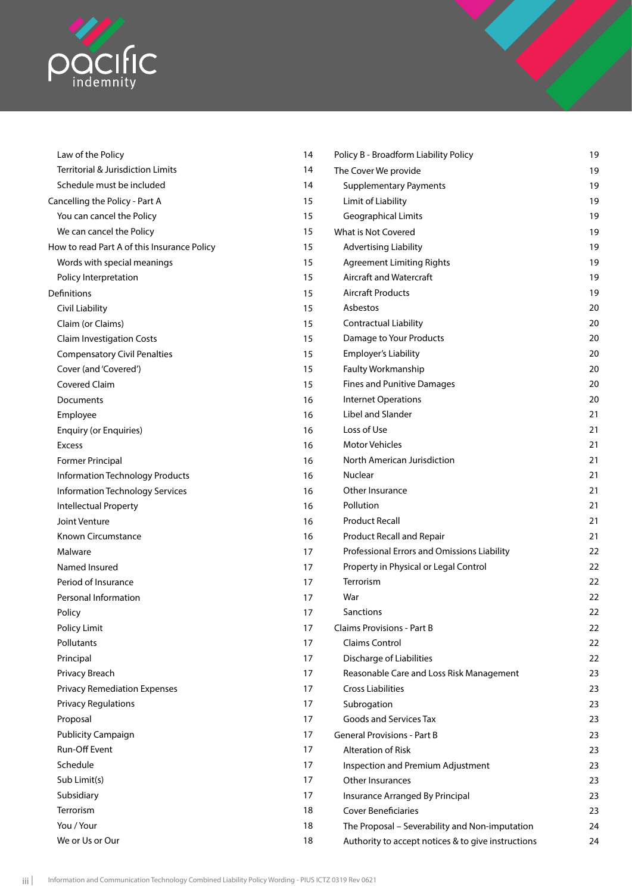| | |
|---|---|
| Law of the Policy | 14 |
| Territorial & Jurisdiction Limits | 14 |
| Schedule must be included | 14 |
| Cancelling the Policy - Part A | 15 |
| You can cancel the Policy | 15 |
| We can cancel the Policy | 15 |
| How to read Part A of this Insurance Policy | 15 |
| Words with special meanings | 15 |
| Policy Interpretation | 15 |
| Definitions | 15 |
| Civil Liability | 15 |
| Claim (or Claims) | 15 |
| Claim Investigation Costs | 15 |
| Compensatory Civil Penalties | 15 |
| Cover (and 'Covered') | 15 |
| Covered Claim | 15 |
| Documents | 16 |
| Employee | 16 |
| Enquiry (or Enquiries) | 16 |
| Excess | 16 |
| Former Principal | 16 |
| Information Technology Products | 16 |
| Information Technology Services | 16 |
| Intellectual Property | 16 |
| Joint Venture | 16 |
| Known Circumstance | 16 |
| Malware | 17 |
| Named Insured | 17 |
| Period of Insurance | 17 |
| Personal Information | 17 |
| Policy | 17 |
| Policy Limit | 17 |
| Pollutants | 17 |
| Principal | 17 |
| Privacy Breach | 17 |
| Privacy Remediation Expenses | 17 |
| Privacy Regulations | 17 |
| Proposal | 17 |
| Publicity Campaign | 17 |
| Run-Off Event | 17 |
| Schedule | 17 |
| Sub Limit(s) | 17 |
| Subsidiary | 17 |
| Terrorism | 18 |
| You / Your | 18 |
| We or Us or Our | 18 |
| Policy B - Broadform Liability Policy | 19 |
| The Cover We provide | 19 |
| Supplementary Payments | 19 |
| Limit of Liability | 19 |
| Geographical Limits | 19 |
| What is Not Covered | 19 |
| Advertising Liability | 19 |
| Agreement Limiting Rights | 19 |
| Aircraft and Watercraft | 19 |
| Aircraft Products | 19 |
| Asbestos | 20 |
| Contractual Liability | 20 |
| Damage to Your Products | 20 |
| Employer's Liability | 20 |
| Faulty Workmanship | 20 |
| Fines and Punitive Damages | 20 |
| Internet Operations | 20 |
| Libel and Slander | 21 |
| Loss of Use | 21 |
| Motor Vehicles | 21 |
| North American Jurisdiction | 21 |
| Nuclear | 21 |
| Other Insurance | 21 |
| Pollution | 21 |
| Product Recall | 21 |
| Product Recall and Repair | 21 |
| Professional Errors and Omissions Liability | 22 |
| Property in Physical or Legal Control | 22 |
| Terrorism | 22 |
| War | 22 |
| Sanctions | 22 |
| Claims Provisions - Part B | 22 |
| Claims Control | 22 |
| Discharge of Liabilities | 22 |
| Reasonable Care and Loss Risk Management | 23 |
| Cross Liabilities | 23 |
| Subrogation | 23 |
| Goods and Services Tax | 23 |
| General Provisions - Part B | 23 |
| Alteration of Risk | 23 |
| Inspection and Premium Adjustment | 23 |
| Other Insurances | 23 |
| Insurance Arranged By Principal | 23 |
| Cover Beneficiaries | 23 |
| The Proposal – Severability and Non-imputation | 24 |
| Authority to accept notices & to give instructions | 24 |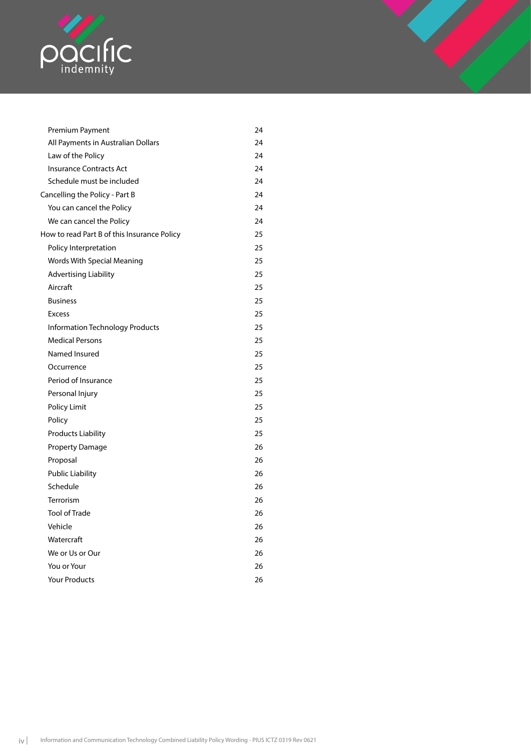| | |
|---|---|
| Premium Payment | 24 |
| All Payments in Australian Dollars | 24 |
| Law of the Policy | 24 |
| Insurance Contracts Act | 24 |
| Schedule must be included | 24 |
| Cancelling the Policy - Part B | 24 |
| You can cancel the Policy | 24 |
| We can cancel the Policy | 24 |
| How to read Part B of this Insurance Policy | 25 |
| Policy Interpretation | 25 |
| Words With Special Meaning | 25 |
| Advertising Liability | 25 |
| Aircraft | 25 |
| Business | 25 |
| Excess | 25 |
| Information Technology Products | 25 |
| Medical Persons | 25 |
| Named Insured | 25 |
| Occurrence | 25 |
| Period of Insurance | 25 |
| Personal Injury | 25 |
| Policy Limit | 25 |
| Policy | 25 |
| Products Liability | 25 |
| Property Damage | 26 |
| Proposal | 26 |
| Public Liability | 26 |
| Schedule | 26 |
| Terrorism | 26 |
| Tool of Trade | 26 |
| Vehicle | 26 |
| Watercraft | 26 |
| We or Us or Our | 26 |
| You or Your | 26 |
| Your Products | 26 |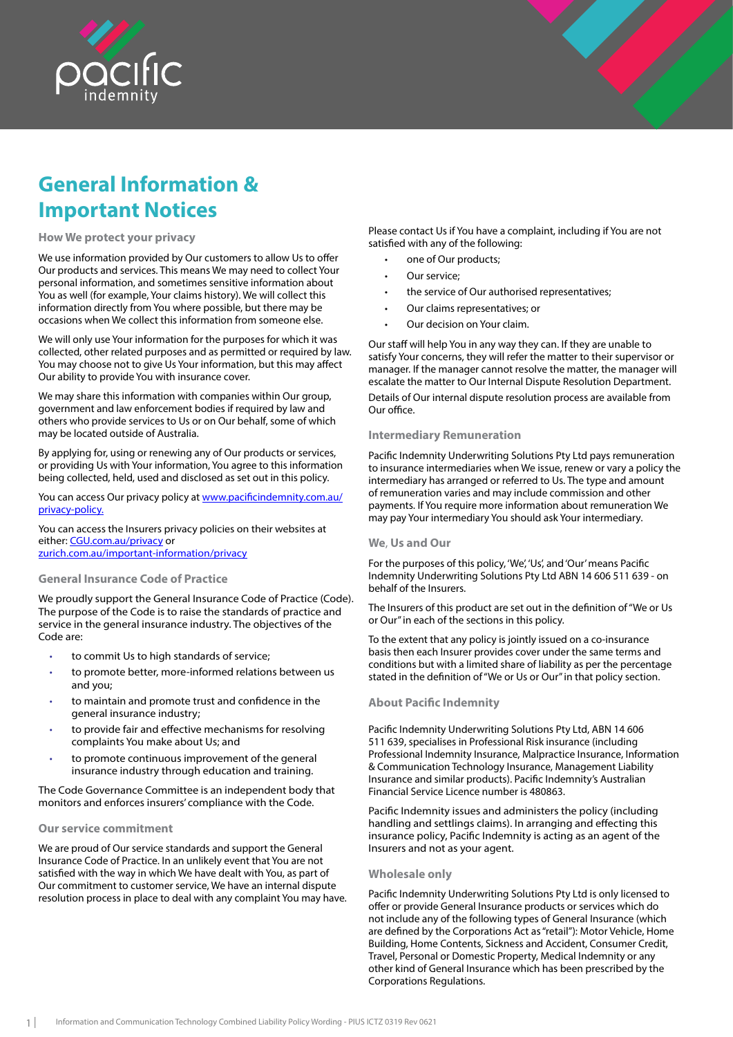# General Information & Important Notices

## How We protect your privacy

We use information provided by Our customers to allow Us to offer Our products and services. This means We may need to collect Your personal information, and sometimes sensitive information about You as well (for example, Your claims history). We will collect this information directly from You where possible, but there may be occasions when We collect this information from someone else.

We will only use Your information for the purposes for which it was collected, other related purposes and as permitted or required by law. You may choose not to give Us Your information, but this may affect Our ability to provide You with insurance cover.

We may share this information with companies within Our group, government and law enforcement bodies if required by law and others who provide services to Us or on Our behalf, some of which may be located outside of Australia.

By applying for, using or renewing any of Our products or services, or providing Us with Your information, You agree to this information being collected, held, used and disclosed as set out in this policy.

You can access Our privacy policy at www.pacificindemnity.com.au/privacy-policy.

You can access the Insurers privacy policies on their websites at either: CGU.com.au/privacy or zurich.com.au/important-information/privacy

## General Insurance Code of Practice

We proudly support the General Insurance Code of Practice (Code). The purpose of the Code is to raise the standards of practice and service in the general insurance industry. The objectives of the Code are:

- to commit Us to high standards of service;
- to promote better, more-informed relations between us and you;
- to maintain and promote trust and confidence in the general insurance industry;
- to provide fair and effective mechanisms for resolving complaints You make about Us; and
- to promote continuous improvement of the general insurance industry through education and training.

The Code Governance Committee is an independent body that monitors and enforces insurers' compliance with the Code.

## Our service commitment

We are proud of Our service standards and support the General Insurance Code of Practice. In an unlikely event that You are not satisfied with the way in which We have dealt with You, as part of Our commitment to customer service, We have an internal dispute resolution process in place to deal with any complaint You may have.

Please contact Us if You have a complaint, including if You are not satisfied with any of the following:

- one of Our products;
- Our service;
- the service of Our authorised representatives;
- Our claims representatives; or
- Our decision on Your claim.

Our staff will help You in any way they can. If they are unable to satisfy Your concerns, they will refer the matter to their supervisor or manager. If the manager cannot resolve the matter, the manager will escalate the matter to Our Internal Dispute Resolution Department.

Details of Our internal dispute resolution process are available from Our office.

## Intermediary Remuneration

Pacific Indemnity Underwriting Solutions Pty Ltd pays remuneration to insurance intermediaries when We issue, renew or vary a policy the intermediary has arranged or referred to Us. The type and amount of remuneration varies and may include commission and other payments. If You require more information about remuneration We may pay Your intermediary You should ask Your intermediary.

## We, Us and Our

For the purposes of this policy, 'We', 'Us', and 'Our' means Pacific Indemnity Underwriting Solutions Pty Ltd ABN 14 606 511 639 - on behalf of the Insurers.

The Insurers of this product are set out in the definition of "We or Us or Our" in each of the sections in this policy.

To the extent that any policy is jointly issued on a co-insurance basis then each Insurer provides cover under the same terms and conditions but with a limited share of liability as per the percentage stated in the definition of "We or Us or Our" in that policy section.

## About Pacific Indemnity

Pacific Indemnity Underwriting Solutions Pty Ltd, ABN 14 606 511 639, specialises in Professional Risk insurance (including Professional Indemnity Insurance, Malpractice Insurance, Information & Communication Technology Insurance, Management Liability Insurance and similar products). Pacific Indemnity's Australian Financial Service Licence number is 480863.

Pacific Indemnity issues and administers the policy (including handling and settlings claims). In arranging and effecting this insurance policy, Pacific Indemnity is acting as an agent of the Insurers and not as your agent.

## Wholesale only

Pacific Indemnity Underwriting Solutions Pty Ltd is only licensed to offer or provide General Insurance products or services which do not include any of the following types of General Insurance (which are defined by the Corporations Act as "retail"): Motor Vehicle, Home Building, Home Contents, Sickness and Accident, Consumer Credit, Travel, Personal or Domestic Property, Medical Indemnity or any other kind of General Insurance which has been prescribed by the Corporations Regulations.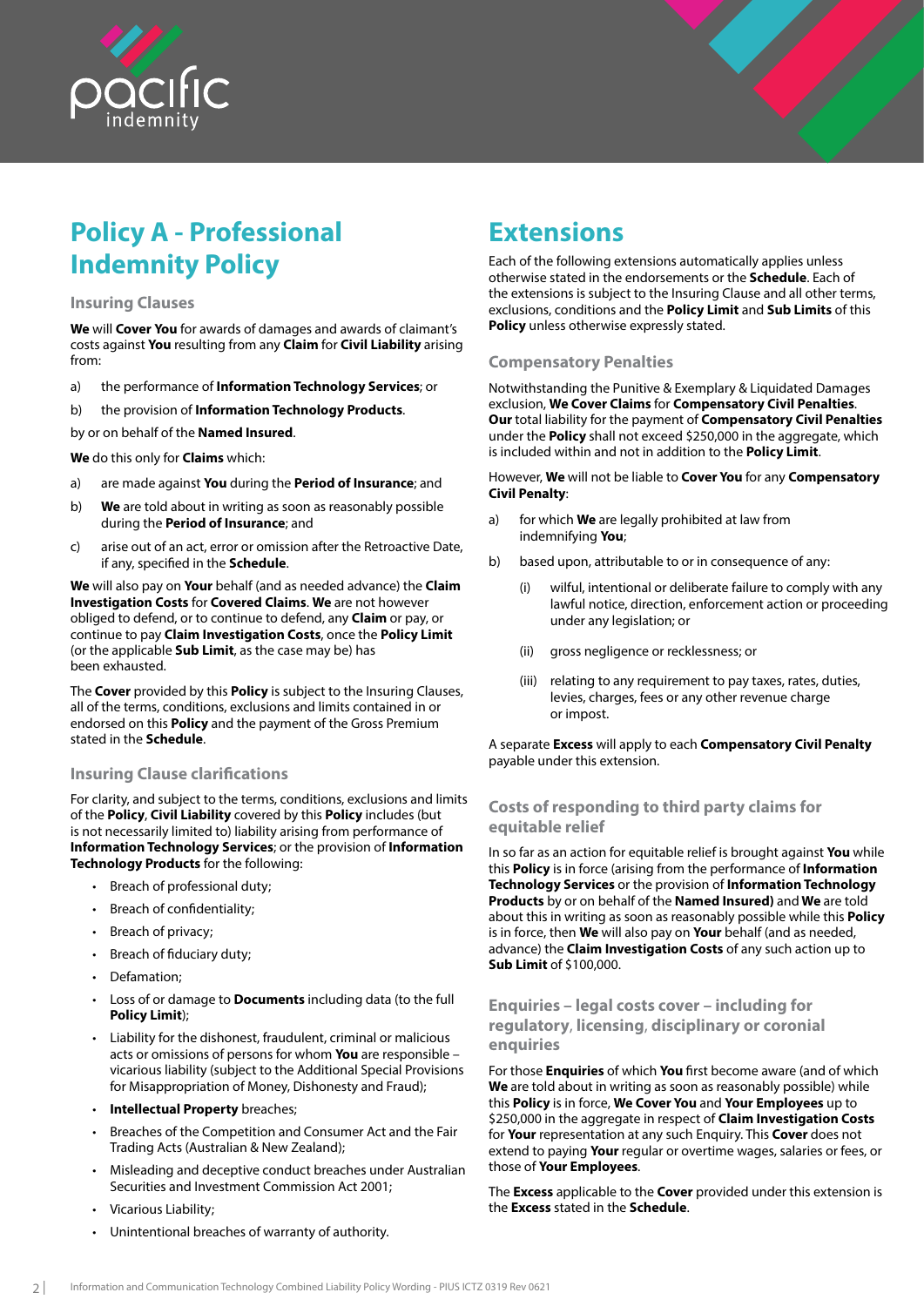# Policy A - Professional Indemnity Policy

### Insuring Clauses

**We** will **Cover You** for awards of damages and awards of claimant's costs against **You** resulting from any **Claim** for **Civil Liability** arising from:

a) the performance of **Information Technology Services**; or

b) the provision of **Information Technology Products**.

by or on behalf of the **Named Insured**.

**We** do this only for **Claims** which:

a) are made against **You** during the **Period of Insurance**; and

b) **We** are told about in writing as soon as reasonably possible during the **Period of Insurance**; and

c) arise out of an act, error or omission after the Retroactive Date, if any, specified in the **Schedule**.

**We** will also pay on **Your** behalf (and as needed advance) the **Claim Investigation Costs** for **Covered Claims**. **We** are not however obliged to defend, or to continue to defend, any **Claim** or pay, or continue to pay **Claim Investigation Costs**, once the **Policy Limit** (or the applicable **Sub Limit**, as the case may be) has been exhausted.

The **Cover** provided by this **Policy** is subject to the Insuring Clauses, all of the terms, conditions, exclusions and limits contained in or endorsed on this **Policy** and the payment of the Gross Premium stated in the **Schedule**.

### Insuring Clause clarifications

For clarity, and subject to the terms, conditions, exclusions and limits of the **Policy**, **Civil Liability** covered by this **Policy** includes (but is not necessarily limited to) liability arising from performance of **Information Technology Services**; or the provision of **Information Technology Products** for the following:

- Breach of professional duty;
- Breach of confidentiality;
- Breach of privacy;
- Breach of fiduciary duty;
- Defamation;
- Loss of or damage to **Documents** including data (to the full **Policy Limit**);
- Liability for the dishonest, fraudulent, criminal or malicious acts or omissions of persons for whom **You** are responsible – vicarious liability (subject to the Additional Special Provisions for Misappropriation of Money, Dishonesty and Fraud);
- **Intellectual Property** breaches;
- Breaches of the Competition and Consumer Act and the Fair Trading Acts (Australian & New Zealand);
- Misleading and deceptive conduct breaches under Australian Securities and Investment Commission Act 2001;
- Vicarious Liability;
- Unintentional breaches of warranty of authority.

# Extensions

Each of the following extensions automatically applies unless otherwise stated in the endorsements or the **Schedule**. Each of the extensions is subject to the Insuring Clause and all other terms, exclusions, conditions and the **Policy Limit** and **Sub Limits** of this **Policy** unless otherwise expressly stated.

### Compensatory Penalties

Notwithstanding the Punitive & Exemplary & Liquidated Damages exclusion, **We Cover Claims** for **Compensatory Civil Penalties**. **Our** total liability for the payment of **Compensatory Civil Penalties** under the **Policy** shall not exceed $250,000 in the aggregate, which is included within and not in addition to the **Policy Limit**.

However, **We** will not be liable to **Cover You** for any **Compensatory Civil Penalty**:

a) for which **We** are legally prohibited at law from indemnifying **You**;

b) based upon, attributable to or in consequence of any:

  (i) wilful, intentional or deliberate failure to comply with any lawful notice, direction, enforcement action or proceeding under any legislation; or

  (ii) gross negligence or recklessness; or

  (iii) relating to any requirement to pay taxes, rates, duties, levies, charges, fees or any other revenue charge or impost.

A separate **Excess** will apply to each **Compensatory Civil Penalty** payable under this extension.

### Costs of responding to third party claims for equitable relief

In so far as an action for equitable relief is brought against **You** while this **Policy** is in force (arising from the performance of **Information Technology Services** or the provision of **Information Technology Products** by or on behalf of the **Named Insured)** and **We** are told about this in writing as soon as reasonably possible while this **Policy** is in force, then **We** will also pay on **Your** behalf (and as needed, advance) the **Claim Investigation Costs** of any such action up to **Sub Limit** of $100,000.

### Enquiries – legal costs cover – including for regulatory, licensing, disciplinary or coronial enquiries

For those **Enquiries** of which **You** first become aware (and of which **We** are told about in writing as soon as reasonably possible) while this **Policy** is in force, **We Cover You** and **Your Employees** up to $250,000 in the aggregate in respect of **Claim Investigation Costs** for **Your** representation at any such Enquiry. This **Cover** does not extend to paying **Your** regular or overtime wages, salaries or fees, or those of **Your Employees**.

The **Excess** applicable to the **Cover** provided under this extension is the **Excess** stated in the **Schedule**.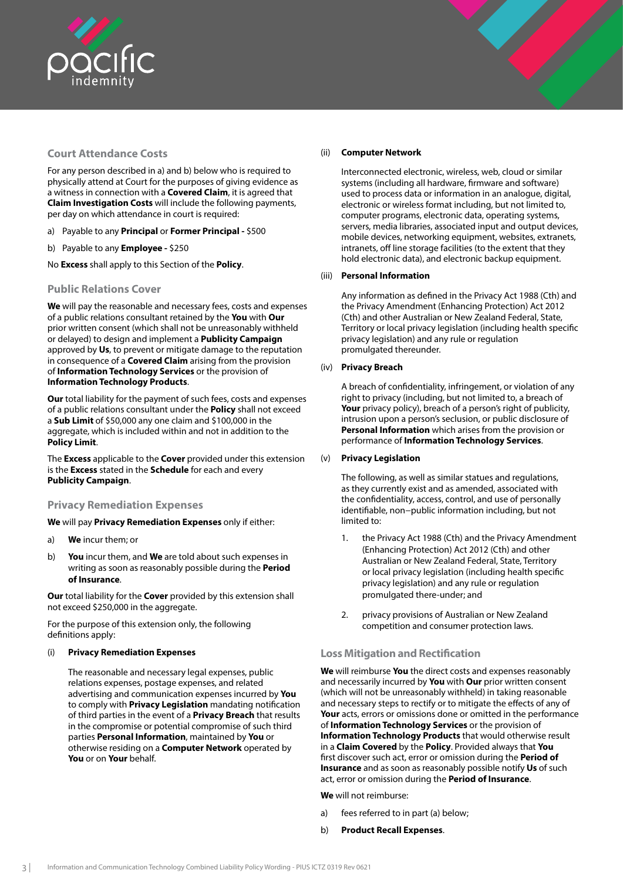## Court Attendance Costs

For any person described in a) and b) below who is required to physically attend at Court for the purposes of giving evidence as a witness in connection with a **Covered Claim**, it is agreed that **Claim Investigation Costs** will include the following payments, per day on which attendance in court is required:

a) Payable to any **Principal** or **Former Principal -** $500

b) Payable to any **Employee -** $250

No **Excess** shall apply to this Section of the **Policy**.

## Public Relations Cover

**We** will pay the reasonable and necessary fees, costs and expenses of a public relations consultant retained by the **You** with **Our** prior written consent (which shall not be unreasonably withheld or delayed) to design and implement a **Publicity Campaign** approved by **Us**, to prevent or mitigate damage to the reputation in consequence of a **Covered Claim** arising from the provision of **Information Technology Services** or the provision of **Information Technology Products**.

**Our** total liability for the payment of such fees, costs and expenses of a public relations consultant under the **Policy** shall not exceed a **Sub Limit** of $50,000 any one claim and $100,000 in the aggregate, which is included within and not in addition to the **Policy Limit**.

The **Excess** applicable to the **Cover** provided under this extension is the **Excess** stated in the **Schedule** for each and every **Publicity Campaign**.

## Privacy Remediation Expenses

**We** will pay **Privacy Remediation Expenses** only if either:

a) **We** incur them; or

b) **You** incur them, and **We** are told about such expenses in writing as soon as reasonably possible during the **Period of Insurance**.

**Our** total liability for the **Cover** provided by this extension shall not exceed $250,000 in the aggregate.

For the purpose of this extension only, the following definitions apply:

(i) **Privacy Remediation Expenses**

The reasonable and necessary legal expenses, public relations expenses, postage expenses, and related advertising and communication expenses incurred by **You** to comply with **Privacy Legislation** mandating notification of third parties in the event of a **Privacy Breach** that results in the compromise or potential compromise of such third parties **Personal Information**, maintained by **You** or otherwise residing on a **Computer Network** operated by **You** or on **Your** behalf.

(ii) **Computer Network**

Interconnected electronic, wireless, web, cloud or similar systems (including all hardware, firmware and software) used to process data or information in an analogue, digital, electronic or wireless format including, but not limited to, computer programs, electronic data, operating systems, servers, media libraries, associated input and output devices, mobile devices, networking equipment, websites, extranets, intranets, off line storage facilities (to the extent that they hold electronic data), and electronic backup equipment.

(iii) **Personal Information**

Any information as defined in the Privacy Act 1988 (Cth) and the Privacy Amendment (Enhancing Protection) Act 2012 (Cth) and other Australian or New Zealand Federal, State, Territory or local privacy legislation (including health specific privacy legislation) and any rule or regulation promulgated thereunder.

(iv) **Privacy Breach**

A breach of confidentiality, infringement, or violation of any right to privacy (including, but not limited to, a breach of **Your** privacy policy), breach of a person's right of publicity, intrusion upon a person's seclusion, or public disclosure of **Personal Information** which arises from the provision or performance of **Information Technology Services**.

(v) **Privacy Legislation**

The following, as well as similar statues and regulations, as they currently exist and as amended, associated with the confidentiality, access, control, and use of personally identifiable, non−public information including, but not limited to:

1. the Privacy Act 1988 (Cth) and the Privacy Amendment (Enhancing Protection) Act 2012 (Cth) and other Australian or New Zealand Federal, State, Territory or local privacy legislation (including health specific privacy legislation) and any rule or regulation promulgated there-under; and

2. privacy provisions of Australian or New Zealand competition and consumer protection laws.

## Loss Mitigation and Rectification

**We** will reimburse **You** the direct costs and expenses reasonably and necessarily incurred by **You** with **Our** prior written consent (which will not be unreasonably withheld) in taking reasonable and necessary steps to rectify or to mitigate the effects of any of **Your** acts, errors or omissions done or omitted in the performance of **Information Technology Services** or the provision of **Information Technology Products** that would otherwise result in a **Claim Covered** by the **Policy**. Provided always that **You** first discover such act, error or omission during the **Period of Insurance** and as soon as reasonably possible notify **Us** of such act, error or omission during the **Period of Insurance**.

**We** will not reimburse:

a) fees referred to in part (a) below;

b) **Product Recall Expenses**.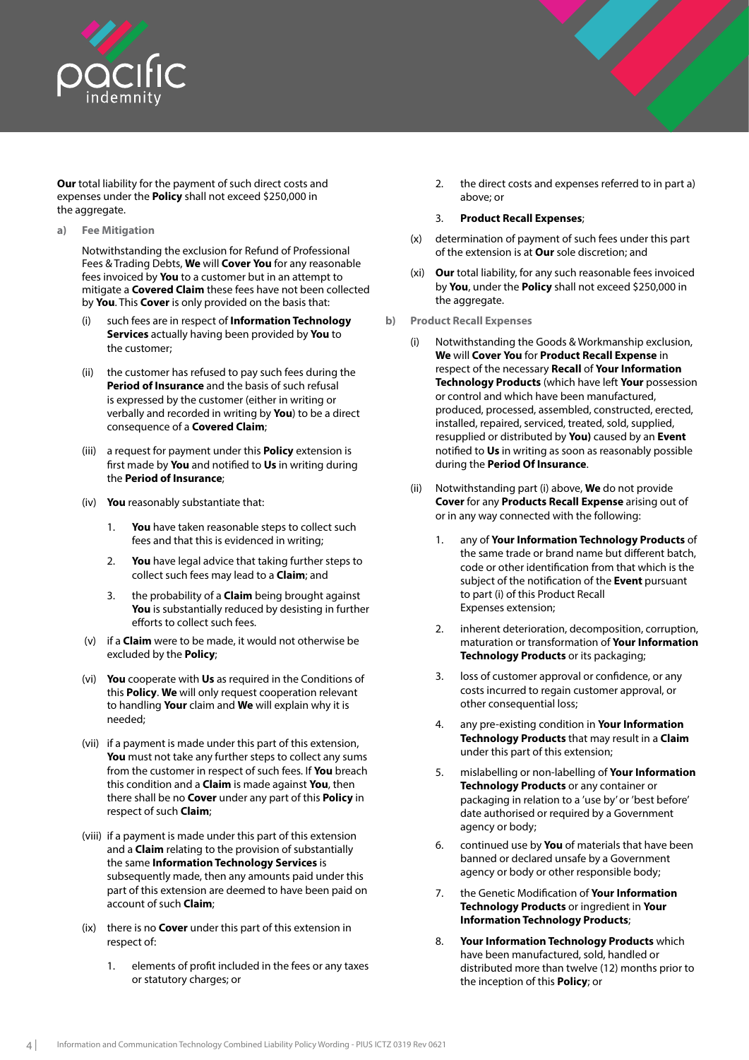**Our** total liability for the payment of such direct costs and expenses under the **Policy** shall not exceed $250,000 in the aggregate.

**a) Fee Mitigation**

Notwithstanding the exclusion for Refund of Professional Fees & Trading Debts, **We** will **Cover You** for any reasonable fees invoiced by **You** to a customer but in an attempt to mitigate a **Covered Claim** these fees have not been collected by **You**. This **Cover** is only provided on the basis that:

(i) such fees are in respect of **Information Technology Services** actually having been provided by **You** to the customer;

(ii) the customer has refused to pay such fees during the **Period of Insurance** and the basis of such refusal is expressed by the customer (either in writing or verbally and recorded in writing by **You**) to be a direct consequence of a **Covered Claim**;

(iii) a request for payment under this **Policy** extension is first made by **You** and notified to **Us** in writing during the **Period of Insurance**;

(iv) **You** reasonably substantiate that:

1. **You** have taken reasonable steps to collect such fees and that this is evidenced in writing;
2. **You** have legal advice that taking further steps to collect such fees may lead to a **Claim**; and
3. the probability of a **Claim** being brought against **You** is substantially reduced by desisting in further efforts to collect such fees.

(v) if a **Claim** were to be made, it would not otherwise be excluded by the **Policy**;

(vi) **You** cooperate with **Us** as required in the Conditions of this **Policy**. **We** will only request cooperation relevant to handling **Your** claim and **We** will explain why it is needed;

(vii) if a payment is made under this part of this extension, **You** must not take any further steps to collect any sums from the customer in respect of such fees. If **You** breach this condition and a **Claim** is made against **You**, then there shall be no **Cover** under any part of this **Policy** in respect of such **Claim**;

(viii) if a payment is made under this part of this extension and a **Claim** relating to the provision of substantially the same **Information Technology Services** is subsequently made, then any amounts paid under this part of this extension are deemed to have been paid on account of such **Claim**;

(ix) there is no **Cover** under this part of this extension in respect of:

1. elements of profit included in the fees or any taxes or statutory charges; or
2. the direct costs and expenses referred to in part a) above; or
3. **Product Recall Expenses**;

(x) determination of payment of such fees under this part of the extension is at **Our** sole discretion; and

(xi) **Our** total liability, for any such reasonable fees invoiced by **You**, under the **Policy** shall not exceed $250,000 in the aggregate.

**b) Product Recall Expenses**

(i) Notwithstanding the Goods & Workmanship exclusion, **We** will **Cover You** for **Product Recall Expense** in respect of the necessary **Recall** of **Your Information Technology Products** (which have left **Your** possession or control and which have been manufactured, produced, processed, assembled, constructed, erected, installed, repaired, serviced, treated, sold, supplied, resupplied or distributed by **You)** caused by an **Event** notified to **Us** in writing as soon as reasonably possible during the **Period Of Insurance**.

(ii) Notwithstanding part (i) above, **We** do not provide **Cover** for any **Products Recall Expense** arising out of or in any way connected with the following:

1. any of **Your Information Technology Products** of the same trade or brand name but different batch, code or other identification from that which is the subject of the notification of the **Event** pursuant to part (i) of this Product Recall Expenses extension;
2. inherent deterioration, decomposition, corruption, maturation or transformation of **Your Information Technology Products** or its packaging;
3. loss of customer approval or confidence, or any costs incurred to regain customer approval, or other consequential loss;
4. any pre-existing condition in **Your Information Technology Products** that may result in a **Claim** under this part of this extension;
5. mislabelling or non-labelling of **Your Information Technology Products** or any container or packaging in relation to a 'use by' or 'best before' date authorised or required by a Government agency or body;
6. continued use by **You** of materials that have been banned or declared unsafe by a Government agency or body or other responsible body;
7. the Genetic Modification of **Your Information Technology Products** or ingredient in **Your Information Technology Products**;
8. **Your Information Technology Products** which have been manufactured, sold, handled or distributed more than twelve (12) months prior to the inception of this **Policy**; or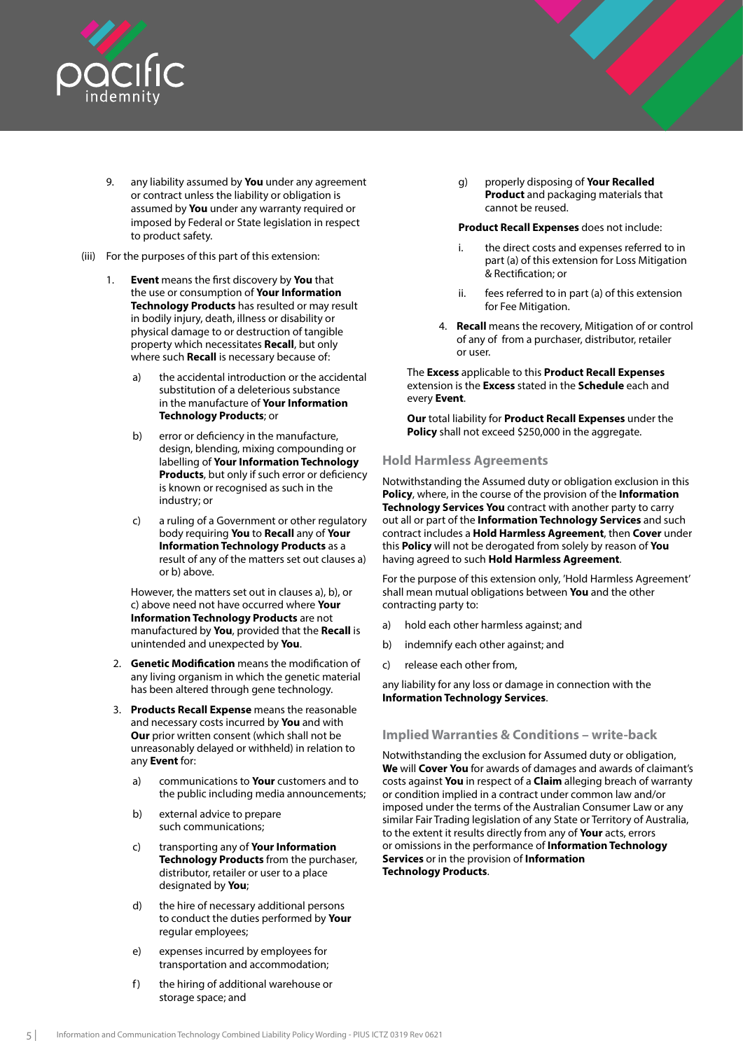9. any liability assumed by **You** under any agreement or contract unless the liability or obligation is assumed by **You** under any warranty required or imposed by Federal or State legislation in respect to product safety.

(iii) For the purposes of this part of this extension:

1. **Event** means the first discovery by **You** that the use or consumption of **Your Information Technology Products** has resulted or may result in bodily injury, death, illness or disability or physical damage to or destruction of tangible property which necessitates **Recall**, but only where such **Recall** is necessary because of:

   a) the accidental introduction or the accidental substitution of a deleterious substance in the manufacture of **Your Information Technology Products**; or

   b) error or deficiency in the manufacture, design, blending, mixing compounding or labelling of **Your Information Technology Products**, but only if such error or deficiency is known or recognised as such in the industry; or

   c) a ruling of a Government or other regulatory body requiring **You** to **Recall** any of **Your Information Technology Products** as a result of any of the matters set out clauses a) or b) above.

   However, the matters set out in clauses a), b), or c) above need not have occurred where **Your Information Technology Products** are not manufactured by **You**, provided that the **Recall** is unintended and unexpected by **You**.

2. **Genetic Modification** means the modification of any living organism in which the genetic material has been altered through gene technology.

3. **Products Recall Expense** means the reasonable and necessary costs incurred by **You** and with **Our** prior written consent (which shall not be unreasonably delayed or withheld) in relation to any **Event** for:

   a) communications to **Your** customers and to the public including media announcements;

   b) external advice to prepare such communications;

   c) transporting any of **Your Information Technology Products** from the purchaser, distributor, retailer or user to a place designated by **You**;

   d) the hire of necessary additional persons to conduct the duties performed by **Your** regular employees;

   e) expenses incurred by employees for transportation and accommodation;

   f) the hiring of additional warehouse or storage space; and

   g) properly disposing of **Your Recalled Product** and packaging materials that cannot be reused.

   **Product Recall Expenses** does not include:

   i. the direct costs and expenses referred to in part (a) of this extension for Loss Mitigation & Rectification; or

   ii. fees referred to in part (a) of this extension for Fee Mitigation.

4. **Recall** means the recovery, Mitigation of or control of any of from a purchaser, distributor, retailer or user.

The **Excess** applicable to this **Product Recall Expenses** extension is the **Excess** stated in the **Schedule** each and every **Event**.

**Our** total liability for **Product Recall Expenses** under the **Policy** shall not exceed $250,000 in the aggregate.

## Hold Harmless Agreements

Notwithstanding the Assumed duty or obligation exclusion in this **Policy**, where, in the course of the provision of the **Information Technology Services You** contract with another party to carry out all or part of the **Information Technology Services** and such contract includes a **Hold Harmless Agreement**, then **Cover** under this **Policy** will not be derogated from solely by reason of **You** having agreed to such **Hold Harmless Agreement**.

For the purpose of this extension only, 'Hold Harmless Agreement' shall mean mutual obligations between **You** and the other contracting party to:

a) hold each other harmless against; and

b) indemnify each other against; and

c) release each other from,

any liability for any loss or damage in connection with the **Information Technology Services**.

## Implied Warranties & Conditions – write-back

Notwithstanding the exclusion for Assumed duty or obligation, **We** will **Cover You** for awards of damages and awards of claimant's costs against **You** in respect of a **Claim** alleging breach of warranty or condition implied in a contract under common law and/or imposed under the terms of the Australian Consumer Law or any similar Fair Trading legislation of any State or Territory of Australia, to the extent it results directly from any of **Your** acts, errors or omissions in the performance of **Information Technology Services** or in the provision of **Information Technology Products**.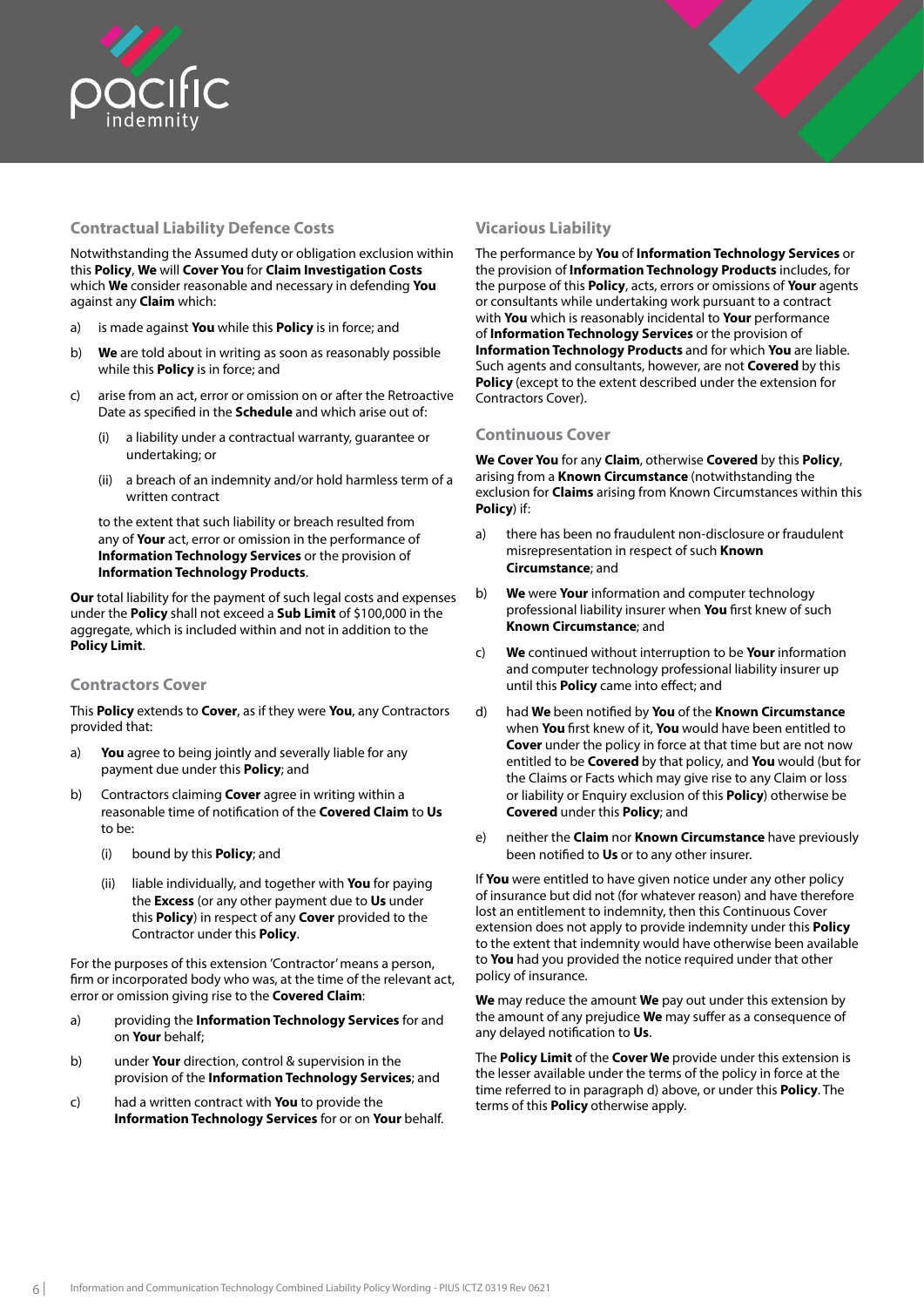### Contractual Liability Defence Costs

Notwithstanding the Assumed duty or obligation exclusion within this **Policy**, **We** will **Cover You** for **Claim Investigation Costs** which **We** consider reasonable and necessary in defending **You** against any **Claim** which:

a) is made against **You** while this **Policy** is in force; and

b) **We** are told about in writing as soon as reasonably possible while this **Policy** is in force; and

c) arise from an act, error or omission on or after the Retroactive Date as specified in the **Schedule** and which arise out of:

   (i) a liability under a contractual warranty, guarantee or undertaking; or

   (ii) a breach of an indemnity and/or hold harmless term of a written contract

   to the extent that such liability or breach resulted from any of **Your** act, error or omission in the performance of **Information Technology Services** or the provision of **Information Technology Products**.

**Our** total liability for the payment of such legal costs and expenses under the **Policy** shall not exceed a **Sub Limit** of $100,000 in the aggregate, which is included within and not in addition to the **Policy Limit**.

### Contractors Cover

This **Policy** extends to **Cover**, as if they were **You**, any Contractors provided that:

a) **You** agree to being jointly and severally liable for any payment due under this **Policy**; and

b) Contractors claiming **Cover** agree in writing within a reasonable time of notification of the **Covered Claim** to **Us** to be:

   (i) bound by this **Policy**; and

   (ii) liable individually, and together with **You** for paying the **Excess** (or any other payment due to **Us** under this **Policy**) in respect of any **Cover** provided to the Contractor under this **Policy**.

For the purposes of this extension 'Contractor' means a person, firm or incorporated body who was, at the time of the relevant act, error or omission giving rise to the **Covered Claim**:

a) providing the **Information Technology Services** for and on **Your** behalf;

b) under **Your** direction, control & supervision in the provision of the **Information Technology Services**; and

c) had a written contract with **You** to provide the **Information Technology Services** for or on **Your** behalf.

### Vicarious Liability

The performance by **You** of **Information Technology Services** or the provision of **Information Technology Products** includes, for the purpose of this **Policy**, acts, errors or omissions of **Your** agents or consultants while undertaking work pursuant to a contract with **You** which is reasonably incidental to **Your** performance of **Information Technology Services** or the provision of **Information Technology Products** and for which **You** are liable. Such agents and consultants, however, are not **Covered** by this **Policy** (except to the extent described under the extension for Contractors Cover).

### Continuous Cover

**We Cover You** for any **Claim**, otherwise **Covered** by this **Policy**, arising from a **Known Circumstance** (notwithstanding the exclusion for **Claims** arising from Known Circumstances within this **Policy**) if:

a) there has been no fraudulent non-disclosure or fraudulent misrepresentation in respect of such **Known Circumstance**; and

b) **We** were **Your** information and computer technology professional liability insurer when **You** first knew of such **Known Circumstance**; and

c) **We** continued without interruption to be **Your** information and computer technology professional liability insurer up until this **Policy** came into effect; and

d) had **We** been notified by **You** of the **Known Circumstance** when **You** first knew of it, **You** would have been entitled to **Cover** under the policy in force at that time but are not now entitled to be **Covered** by that policy, and **You** would (but for the Claims or Facts which may give rise to any Claim or loss or liability or Enquiry exclusion of this **Policy**) otherwise be **Covered** under this **Policy**; and

e) neither the **Claim** nor **Known Circumstance** have previously been notified to **Us** or to any other insurer.

If **You** were entitled to have given notice under any other policy of insurance but did not (for whatever reason) and have therefore lost an entitlement to indemnity, then this Continuous Cover extension does not apply to provide indemnity under this **Policy** to the extent that indemnity would have otherwise been available to **You** had you provided the notice required under that other policy of insurance.

**We** may reduce the amount **We** pay out under this extension by the amount of any prejudice **We** may suffer as a consequence of any delayed notification to **Us**.

The **Policy Limit** of the **Cover We** provide under this extension is the lesser available under the terms of the policy in force at the time referred to in paragraph d) above, or under this **Policy**. The terms of this **Policy** otherwise apply.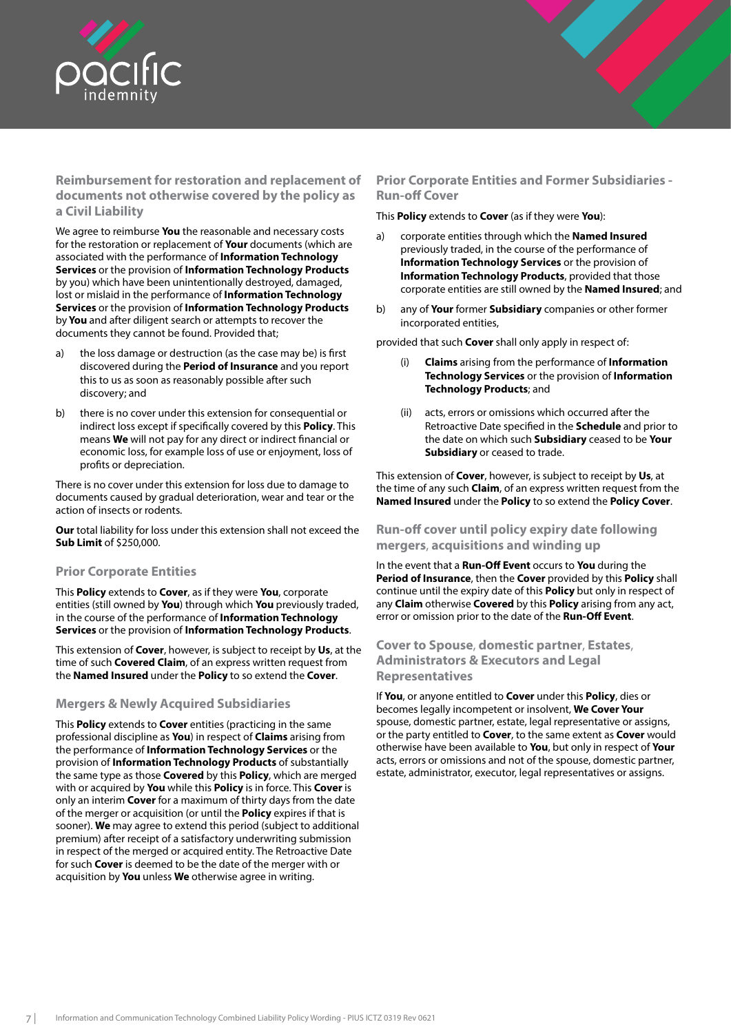### Reimbursement for restoration and replacement of documents not otherwise covered by the policy as a Civil Liability

We agree to reimburse **You** the reasonable and necessary costs for the restoration or replacement of **Your** documents (which are associated with the performance of **Information Technology Services** or the provision of **Information Technology Products** by you) which have been unintentionally destroyed, damaged, lost or mislaid in the performance of **Information Technology Services** or the provision of **Information Technology Products** by **You** and after diligent search or attempts to recover the documents they cannot be found. Provided that;

a) the loss damage or destruction (as the case may be) is first discovered during the **Period of Insurance** and you report this to us as soon as reasonably possible after such discovery; and

b) there is no cover under this extension for consequential or indirect loss except if specifically covered by this **Policy**. This means **We** will not pay for any direct or indirect financial or economic loss, for example loss of use or enjoyment, loss of profits or depreciation.

There is no cover under this extension for loss due to damage to documents caused by gradual deterioration, wear and tear or the action of insects or rodents.

**Our** total liability for loss under this extension shall not exceed the **Sub Limit** of $250,000.

### Prior Corporate Entities

This **Policy** extends to **Cover**, as if they were **You**, corporate entities (still owned by **You**) through which **You** previously traded, in the course of the performance of **Information Technology Services** or the provision of **Information Technology Products**.

This extension of **Cover**, however, is subject to receipt by **Us**, at the time of such **Covered Claim**, of an express written request from the **Named Insured** under the **Policy** to so extend the **Cover**.

### Mergers & Newly Acquired Subsidiaries

This **Policy** extends to **Cover** entities (practicing in the same professional discipline as **You**) in respect of **Claims** arising from the performance of **Information Technology Services** or the provision of **Information Technology Products** of substantially the same type as those **Covered** by this **Policy**, which are merged with or acquired by **You** while this **Policy** is in force. This **Cover** is only an interim **Cover** for a maximum of thirty days from the date of the merger or acquisition (or until the **Policy** expires if that is sooner). **We** may agree to extend this period (subject to additional premium) after receipt of a satisfactory underwriting submission in respect of the merged or acquired entity. The Retroactive Date for such **Cover** is deemed to be the date of the merger with or acquisition by **You** unless **We** otherwise agree in writing.

### Prior Corporate Entities and Former Subsidiaries - Run-off Cover

This **Policy** extends to **Cover** (as if they were **You**):

a) corporate entities through which the **Named Insured** previously traded, in the course of the performance of **Information Technology Services** or the provision of **Information Technology Products**, provided that those corporate entities are still owned by the **Named Insured**; and

b) any of **Your** former **Subsidiary** companies or other former incorporated entities,

provided that such **Cover** shall only apply in respect of:

(i) **Claims** arising from the performance of **Information Technology Services** or the provision of **Information Technology Products**; and

(ii) acts, errors or omissions which occurred after the Retroactive Date specified in the **Schedule** and prior to the date on which such **Subsidiary** ceased to be **Your Subsidiary** or ceased to trade.

This extension of **Cover**, however, is subject to receipt by **Us**, at the time of any such **Claim**, of an express written request from the **Named Insured** under the **Policy** to so extend the **Policy Cover**.

### Run-off cover until policy expiry date following mergers, acquisitions and winding up

In the event that a **Run-Off Event** occurs to **You** during the **Period of Insurance**, then the **Cover** provided by this **Policy** shall continue until the expiry date of this **Policy** but only in respect of any **Claim** otherwise **Covered** by this **Policy** arising from any act, error or omission prior to the date of the **Run-Off Event**.

### Cover to Spouse, domestic partner, Estates, Administrators & Executors and Legal Representatives

If **You**, or anyone entitled to **Cover** under this **Policy**, dies or becomes legally incompetent or insolvent, **We Cover Your** spouse, domestic partner, estate, legal representative or assigns, or the party entitled to **Cover**, to the same extent as **Cover** would otherwise have been available to **You**, but only in respect of **Your** acts, errors or omissions and not of the spouse, domestic partner, estate, administrator, executor, legal representatives or assigns.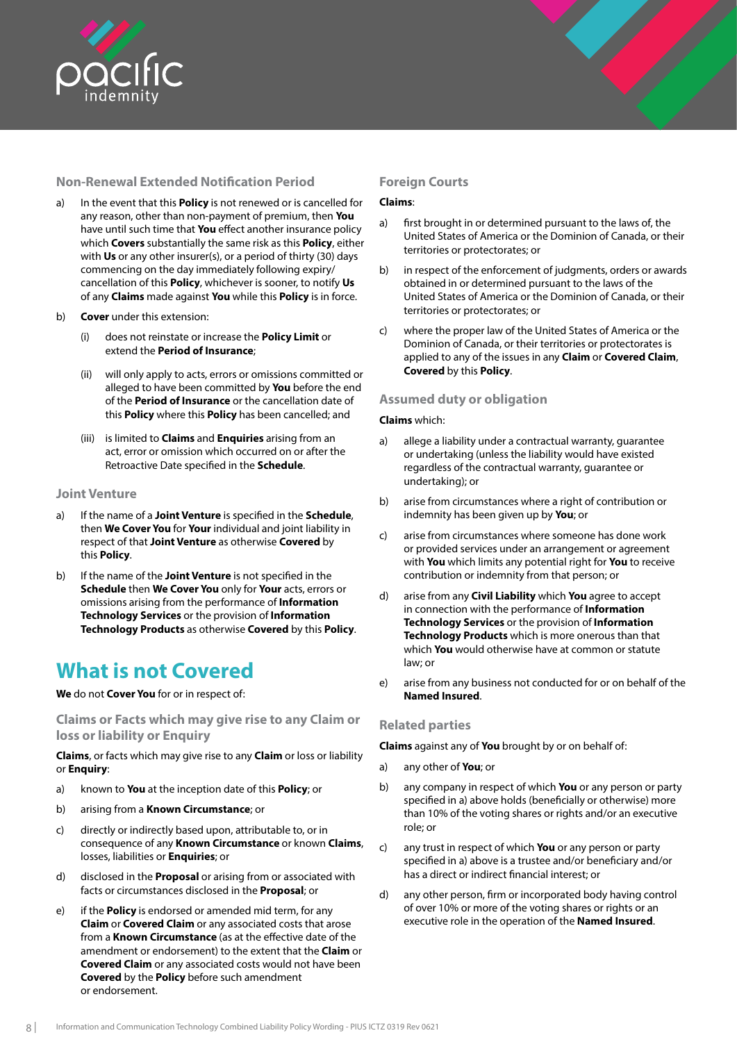### Non-Renewal Extended Notification Period

a) In the event that this **Policy** is not renewed or is cancelled for any reason, other than non-payment of premium, then **You** have until such time that **You** effect another insurance policy which **Covers** substantially the same risk as this **Policy**, either with **Us** or any other insurer(s), or a period of thirty (30) days commencing on the day immediately following expiry/cancellation of this **Policy**, whichever is sooner, to notify **Us** of any **Claims** made against **You** while this **Policy** is in force.

b) **Cover** under this extension:

   (i) does not reinstate or increase the **Policy Limit** or extend the **Period of Insurance**;

   (ii) will only apply to acts, errors or omissions committed or alleged to have been committed by **You** before the end of the **Period of Insurance** or the cancellation date of this **Policy** where this **Policy** has been cancelled; and

   (iii) is limited to **Claims** and **Enquiries** arising from an act, error or omission which occurred on or after the Retroactive Date specified in the **Schedule**.

### Joint Venture

a) If the name of a **Joint Venture** is specified in the **Schedule**, then **We Cover You** for **Your** individual and joint liability in respect of that **Joint Venture** as otherwise **Covered** by this **Policy**.

b) If the name of the **Joint Venture** is not specified in the **Schedule** then **We Cover You** only for **Your** acts, errors or omissions arising from the performance of **Information Technology Services** or the provision of **Information Technology Products** as otherwise **Covered** by this **Policy**.

# What is not Covered

**We** do not **Cover You** for or in respect of:

### Claims or Facts which may give rise to any Claim or loss or liability or Enquiry

**Claims**, or facts which may give rise to any **Claim** or loss or liability or **Enquiry**:

a) known to **You** at the inception date of this **Policy**; or

b) arising from a **Known Circumstance**; or

c) directly or indirectly based upon, attributable to, or in consequence of any **Known Circumstance** or known **Claims**, losses, liabilities or **Enquiries**; or

d) disclosed in the **Proposal** or arising from or associated with facts or circumstances disclosed in the **Proposal**; or

e) if the **Policy** is endorsed or amended mid term, for any **Claim** or **Covered Claim** or any associated costs that arose from a **Known Circumstance** (as at the effective date of the amendment or endorsement) to the extent that the **Claim** or **Covered Claim** or any associated costs would not have been **Covered** by the **Policy** before such amendment or endorsement.

### Foreign Courts

**Claims**:

a) first brought in or determined pursuant to the laws of, the United States of America or the Dominion of Canada, or their territories or protectorates; or

b) in respect of the enforcement of judgments, orders or awards obtained in or determined pursuant to the laws of the United States of America or the Dominion of Canada, or their territories or protectorates; or

c) where the proper law of the United States of America or the Dominion of Canada, or their territories or protectorates is applied to any of the issues in any **Claim** or **Covered Claim**, **Covered** by this **Policy**.

### Assumed duty or obligation

**Claims** which:

a) allege a liability under a contractual warranty, guarantee or undertaking (unless the liability would have existed regardless of the contractual warranty, guarantee or undertaking); or

b) arise from circumstances where a right of contribution or indemnity has been given up by **You**; or

c) arise from circumstances where someone has done work or provided services under an arrangement or agreement with **You** which limits any potential right for **You** to receive contribution or indemnity from that person; or

d) arise from any **Civil Liability** which **You** agree to accept in connection with the performance of **Information Technology Services** or the provision of **Information Technology Products** which is more onerous than that which **You** would otherwise have at common or statute law; or

e) arise from any business not conducted for or on behalf of the **Named Insured**.

### Related parties

**Claims** against any of **You** brought by or on behalf of:

a) any other of **You**; or

b) any company in respect of which **You** or any person or party specified in a) above holds (beneficially or otherwise) more than 10% of the voting shares or rights and/or an executive role; or

c) any trust in respect of which **You** or any person or party specified in a) above is a trustee and/or beneficiary and/or has a direct or indirect financial interest; or

d) any other person, firm or incorporated body having control of over 10% or more of the voting shares or rights or an executive role in the operation of the **Named Insured**.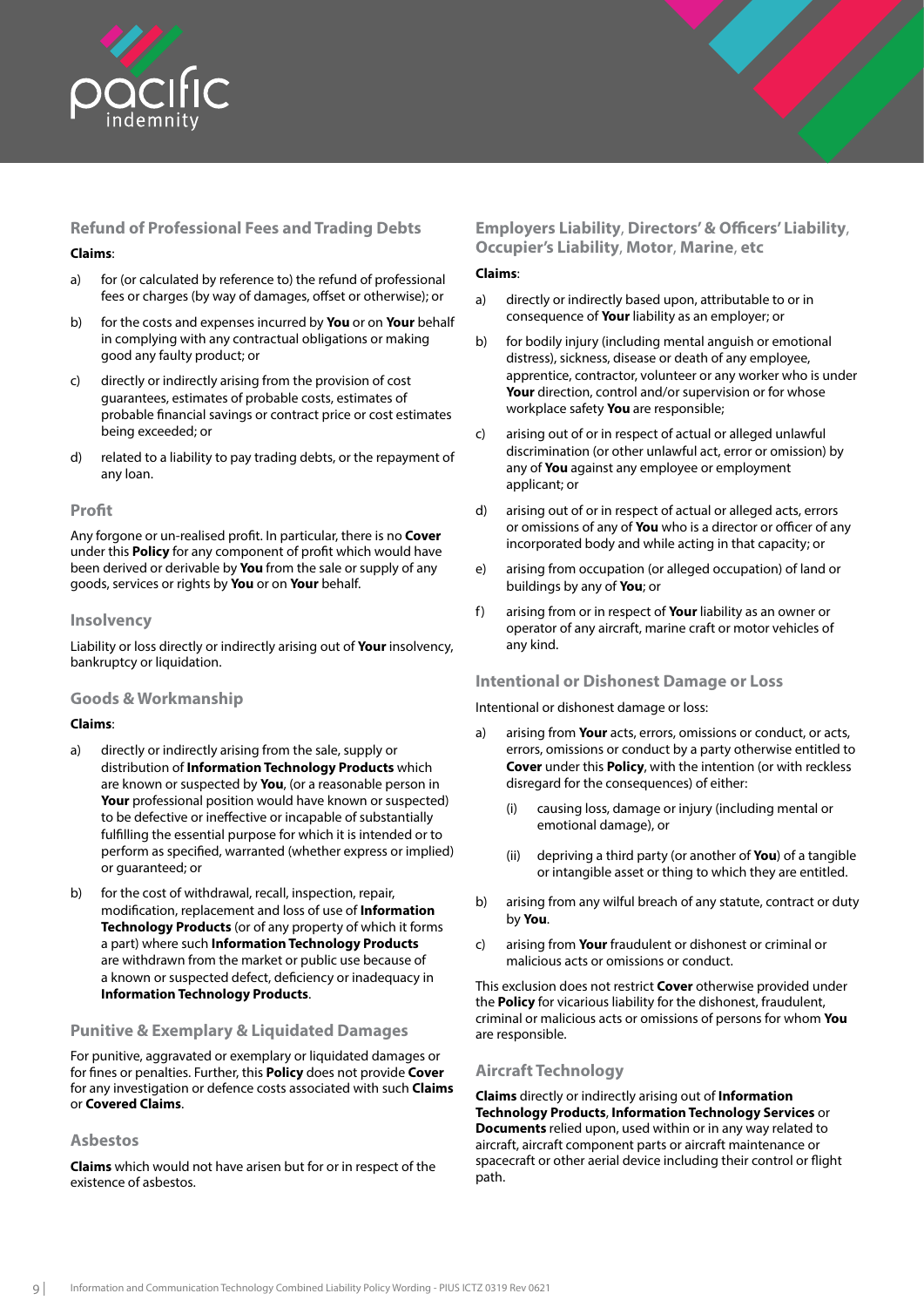### Refund of Professional Fees and Trading Debts

**Claims**:

a) for (or calculated by reference to) the refund of professional fees or charges (by way of damages, offset or otherwise); or

b) for the costs and expenses incurred by **You** or on **Your** behalf in complying with any contractual obligations or making good any faulty product; or

c) directly or indirectly arising from the provision of cost guarantees, estimates of probable costs, estimates of probable financial savings or contract price or cost estimates being exceeded; or

d) related to a liability to pay trading debts, or the repayment of any loan.

### Profit

Any forgone or un-realised profit. In particular, there is no **Cover** under this **Policy** for any component of profit which would have been derived or derivable by **You** from the sale or supply of any goods, services or rights by **You** or on **Your** behalf.

### Insolvency

Liability or loss directly or indirectly arising out of **Your** insolvency, bankruptcy or liquidation.

### Goods & Workmanship

**Claims**:

a) directly or indirectly arising from the sale, supply or distribution of **Information Technology Products** which are known or suspected by **You**, (or a reasonable person in **Your** professional position would have known or suspected) to be defective or ineffective or incapable of substantially fulfilling the essential purpose for which it is intended or to perform as specified, warranted (whether express or implied) or guaranteed; or

b) for the cost of withdrawal, recall, inspection, repair, modification, replacement and loss of use of **Information Technology Products** (or of any property of which it forms a part) where such **Information Technology Products** are withdrawn from the market or public use because of a known or suspected defect, deficiency or inadequacy in **Information Technology Products**.

### Punitive & Exemplary & Liquidated Damages

For punitive, aggravated or exemplary or liquidated damages or for fines or penalties. Further, this **Policy** does not provide **Cover** for any investigation or defence costs associated with such **Claims** or **Covered Claims**.

### Asbestos

**Claims** which would not have arisen but for or in respect of the existence of asbestos.

### Employers Liability, Directors' & Officers' Liability, Occupier's Liability, Motor, Marine, etc

**Claims**:

a) directly or indirectly based upon, attributable to or in consequence of **Your** liability as an employer; or

b) for bodily injury (including mental anguish or emotional distress), sickness, disease or death of any employee, apprentice, contractor, volunteer or any worker who is under **Your** direction, control and/or supervision or for whose workplace safety **You** are responsible;

c) arising out of or in respect of actual or alleged unlawful discrimination (or other unlawful act, error or omission) by any of **You** against any employee or employment applicant; or

d) arising out of or in respect of actual or alleged acts, errors or omissions of any of **You** who is a director or officer of any incorporated body and while acting in that capacity; or

e) arising from occupation (or alleged occupation) of land or buildings by any of **You**; or

f) arising from or in respect of **Your** liability as an owner or operator of any aircraft, marine craft or motor vehicles of any kind.

### Intentional or Dishonest Damage or Loss

Intentional or dishonest damage or loss:

a) arising from **Your** acts, errors, omissions or conduct, or acts, errors, omissions or conduct by a party otherwise entitled to **Cover** under this **Policy**, with the intention (or with reckless disregard for the consequences) of either:

   (i) causing loss, damage or injury (including mental or emotional damage), or

   (ii) depriving a third party (or another of **You**) of a tangible or intangible asset or thing to which they are entitled.

b) arising from any wilful breach of any statute, contract or duty by **You**.

c) arising from **Your** fraudulent or dishonest or criminal or malicious acts or omissions or conduct.

This exclusion does not restrict **Cover** otherwise provided under the **Policy** for vicarious liability for the dishonest, fraudulent, criminal or malicious acts or omissions of persons for whom **You** are responsible.

### Aircraft Technology

**Claims** directly or indirectly arising out of **Information Technology Products**, **Information Technology Services** or **Documents** relied upon, used within or in any way related to aircraft, aircraft component parts or aircraft maintenance or spacecraft or other aerial device including their control or flight path.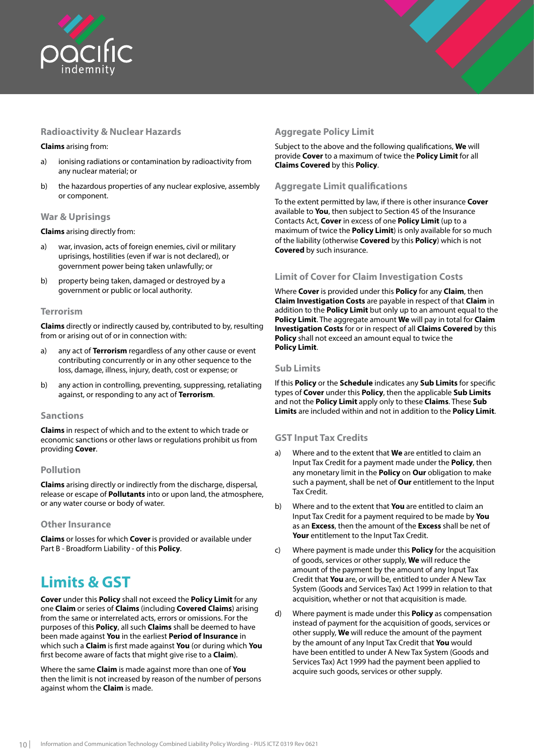### Radioactivity & Nuclear Hazards

**Claims** arising from:

a) ionising radiations or contamination by radioactivity from any nuclear material; or

b) the hazardous properties of any nuclear explosive, assembly or component.

### War & Uprisings

**Claims** arising directly from:

a) war, invasion, acts of foreign enemies, civil or military uprisings, hostilities (even if war is not declared), or government power being taken unlawfully; or

b) property being taken, damaged or destroyed by a government or public or local authority.

### Terrorism

**Claims** directly or indirectly caused by, contributed to by, resulting from or arising out of or in connection with:

a) any act of **Terrorism** regardless of any other cause or event contributing concurrently or in any other sequence to the loss, damage, illness, injury, death, cost or expense; or

b) any action in controlling, preventing, suppressing, retaliating against, or responding to any act of **Terrorism**.

### Sanctions

**Claims** in respect of which and to the extent to which trade or economic sanctions or other laws or regulations prohibit us from providing **Cover**.

### Pollution

**Claims** arising directly or indirectly from the discharge, dispersal, release or escape of **Pollutants** into or upon land, the atmosphere, or any water course or body of water.

### Other Insurance

**Claims** or losses for which **Cover** is provided or available under Part B - Broadform Liability - of this **Policy**.

## Limits & GST

**Cover** under this **Policy** shall not exceed the **Policy Limit** for any one **Claim** or series of **Claims** (including **Covered Claims**) arising from the same or interrelated acts, errors or omissions. For the purposes of this **Policy**, all such **Claims** shall be deemed to have been made against **You** in the earliest **Period of Insurance** in which such a **Claim** is first made against **You** (or during which **You** first become aware of facts that might give rise to a **Claim**).

Where the same **Claim** is made against more than one of **You** then the limit is not increased by reason of the number of persons against whom the **Claim** is made.

### Aggregate Policy Limit

Subject to the above and the following qualifications, **We** will provide **Cover** to a maximum of twice the **Policy Limit** for all **Claims Covered** by this **Policy**.

### Aggregate Limit qualifications

To the extent permitted by law, if there is other insurance **Cover** available to **You**, then subject to Section 45 of the Insurance Contacts Act, **Cover** in excess of one **Policy Limit** (up to a maximum of twice the **Policy Limit**) is only available for so much of the liability (otherwise **Covered** by this **Policy**) which is not **Covered** by such insurance.

### Limit of Cover for Claim Investigation Costs

Where **Cover** is provided under this **Policy** for any **Claim**, then **Claim Investigation Costs** are payable in respect of that **Claim** in addition to the **Policy Limit** but only up to an amount equal to the **Policy Limit**. The aggregate amount **We** will pay in total for **Claim Investigation Costs** for or in respect of all **Claims Covered** by this **Policy** shall not exceed an amount equal to twice the **Policy Limit**.

### Sub Limits

If this **Policy** or the **Schedule** indicates any **Sub Limits** for specific types of **Cover** under this **Policy**, then the applicable **Sub Limits** and not the **Policy Limit** apply only to these **Claims**. These **Sub Limits** are included within and not in addition to the **Policy Limit**.

### GST Input Tax Credits

a) Where and to the extent that **We** are entitled to claim an Input Tax Credit for a payment made under the **Policy**, then any monetary limit in the **Policy** on **Our** obligation to make such a payment, shall be net of **Our** entitlement to the Input Tax Credit.

b) Where and to the extent that **You** are entitled to claim an Input Tax Credit for a payment required to be made by **You** as an **Excess**, then the amount of the **Excess** shall be net of **Your** entitlement to the Input Tax Credit.

c) Where payment is made under this **Policy** for the acquisition of goods, services or other supply, **We** will reduce the amount of the payment by the amount of any Input Tax Credit that **You** are, or will be, entitled to under A New Tax System (Goods and Services Tax) Act 1999 in relation to that acquisition, whether or not that acquisition is made.

d) Where payment is made under this **Policy** as compensation instead of payment for the acquisition of goods, services or other supply, **We** will reduce the amount of the payment by the amount of any Input Tax Credit that **You** would have been entitled to under A New Tax System (Goods and Services Tax) Act 1999 had the payment been applied to acquire such goods, services or other supply.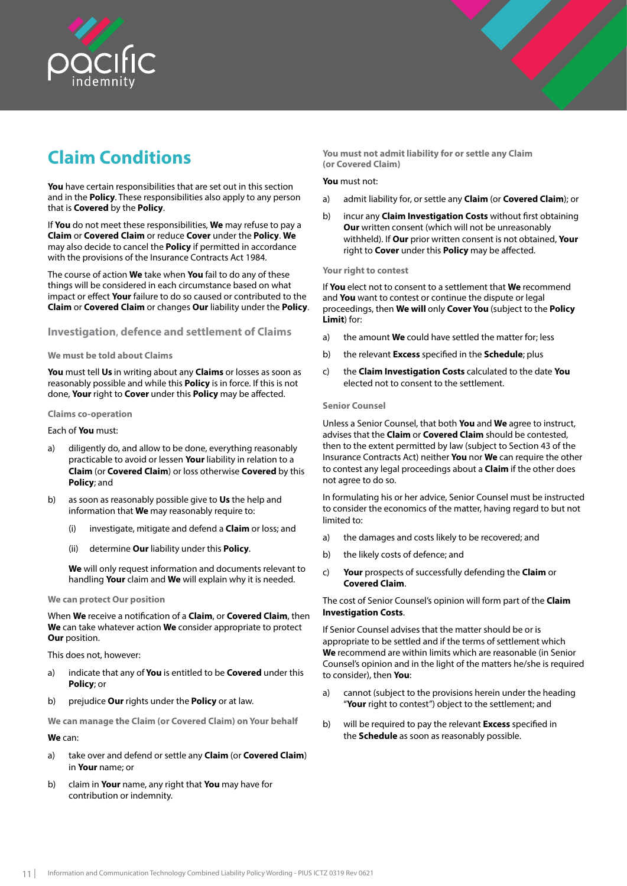# Claim Conditions

**You** have certain responsibilities that are set out in this section and in the **Policy**. These responsibilities also apply to any person that is **Covered** by the **Policy**.

If **You** do not meet these responsibilities, **We** may refuse to pay a **Claim** or **Covered Claim** or reduce **Cover** under the **Policy**. **We** may also decide to cancel the **Policy** if permitted in accordance with the provisions of the Insurance Contracts Act 1984.

The course of action **We** take when **You** fail to do any of these things will be considered in each circumstance based on what impact or effect **Your** failure to do so caused or contributed to the **Claim** or **Covered Claim** or changes **Our** liability under the **Policy**.

## Investigation, defence and settlement of Claims

### We must be told about Claims

**You** must tell **Us** in writing about any **Claims** or losses as soon as reasonably possible and while this **Policy** is in force. If this is not done, **Your** right to **Cover** under this **Policy** may be affected.

### Claims co-operation

Each of **You** must:

a) diligently do, and allow to be done, everything reasonably practicable to avoid or lessen **Your** liability in relation to a **Claim** (or **Covered Claim**) or loss otherwise **Covered** by this **Policy**; and

b) as soon as reasonably possible give to **Us** the help and information that **We** may reasonably require to:

   (i) investigate, mitigate and defend a **Claim** or loss; and

   (ii) determine **Our** liability under this **Policy**.

   **We** will only request information and documents relevant to handling **Your** claim and **We** will explain why it is needed.

### We can protect Our position

When **We** receive a notification of a **Claim**, or **Covered Claim**, then **We** can take whatever action **We** consider appropriate to protect **Our** position.

This does not, however:

a) indicate that any of **You** is entitled to be **Covered** under this **Policy**; or

b) prejudice **Our** rights under the **Policy** or at law.

### We can manage the Claim (or Covered Claim) on Your behalf

**We** can:

a) take over and defend or settle any **Claim** (or **Covered Claim**) in **Your** name; or

b) claim in **Your** name, any right that **You** may have for contribution or indemnity.

### You must not admit liability for or settle any Claim (or Covered Claim)

**You** must not:

a) admit liability for, or settle any **Claim** (or **Covered Claim**); or

b) incur any **Claim Investigation Costs** without first obtaining **Our** written consent (which will not be unreasonably withheld). If **Our** prior written consent is not obtained, **Your** right to **Cover** under this **Policy** may be affected.

### Your right to contest

If **You** elect not to consent to a settlement that **We** recommend and **You** want to contest or continue the dispute or legal proceedings, then **We will** only **Cover You** (subject to the **Policy Limit**) for:

a) the amount **We** could have settled the matter for; less

b) the relevant **Excess** specified in the **Schedule**; plus

c) the **Claim Investigation Costs** calculated to the date **You** elected not to consent to the settlement.

### Senior Counsel

Unless a Senior Counsel, that both **You** and **We** agree to instruct, advises that the **Claim** or **Covered Claim** should be contested, then to the extent permitted by law (subject to Section 43 of the Insurance Contracts Act) neither **You** nor **We** can require the other to contest any legal proceedings about a **Claim** if the other does not agree to do so.

In formulating his or her advice, Senior Counsel must be instructed to consider the economics of the matter, having regard to but not limited to:

a) the damages and costs likely to be recovered; and

b) the likely costs of defence; and

c) **Your** prospects of successfully defending the **Claim** or **Covered Claim**.

The cost of Senior Counsel's opinion will form part of the **Claim Investigation Costs**.

If Senior Counsel advises that the matter should be or is appropriate to be settled and if the terms of settlement which **We** recommend are within limits which are reasonable (in Senior Counsel's opinion and in the light of the matters he/she is required to consider), then **You**:

a) cannot (subject to the provisions herein under the heading "**Your** right to contest") object to the settlement; and

b) will be required to pay the relevant **Excess** specified in the **Schedule** as soon as reasonably possible.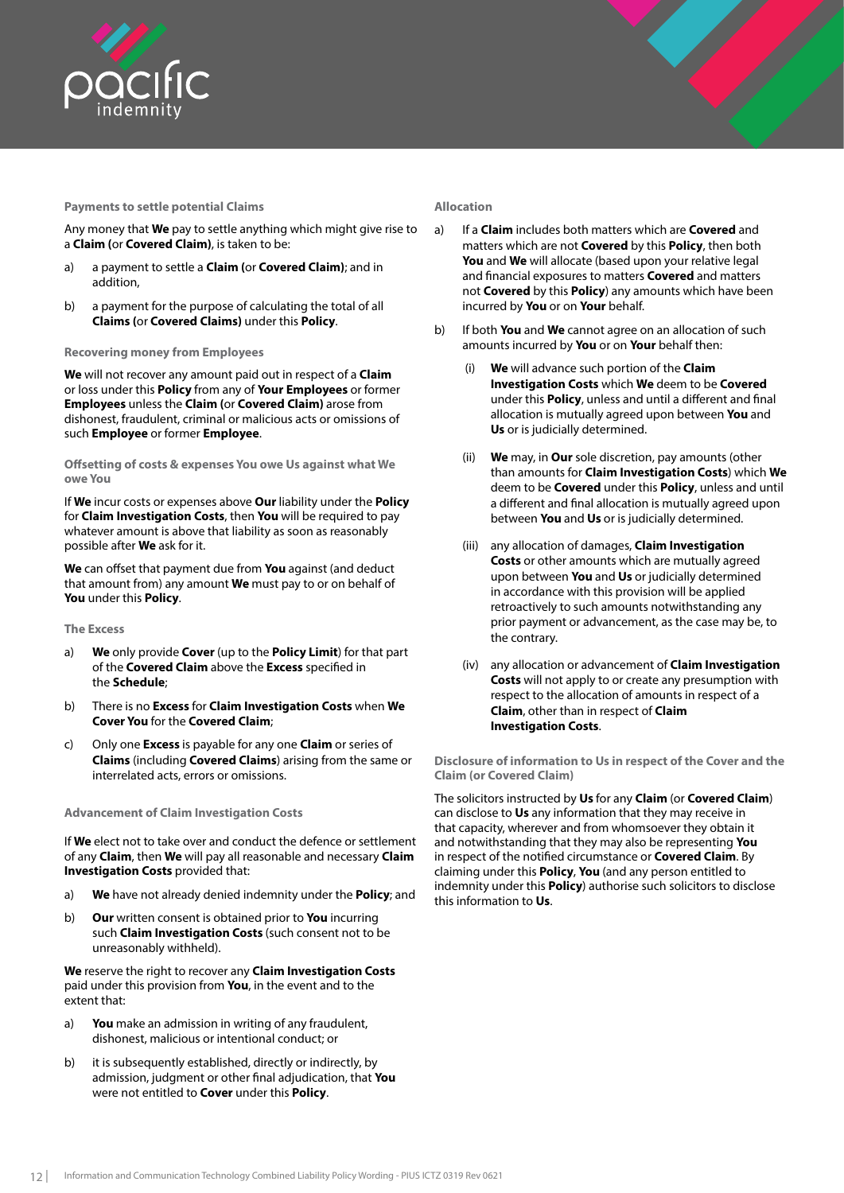### Payments to settle potential Claims

Any money that **We** pay to settle anything which might give rise to a **Claim** (or **Covered Claim**), is taken to be:

a) a payment to settle a **Claim** (or **Covered Claim**); and in addition,

b) a payment for the purpose of calculating the total of all **Claims** (or **Covered Claims**) under this **Policy**.

### Recovering money from Employees

**We** will not recover any amount paid out in respect of a **Claim** or loss under this **Policy** from any of **Your Employees** or former **Employees** unless the **Claim** (or **Covered Claim**) arose from dishonest, fraudulent, criminal or malicious acts or omissions of such **Employee** or former **Employee**.

### Offsetting of costs & expenses You owe Us against what We owe You

If **We** incur costs or expenses above **Our** liability under the **Policy** for **Claim Investigation Costs**, then **You** will be required to pay whatever amount is above that liability as soon as reasonably possible after **We** ask for it.

**We** can offset that payment due from **You** against (and deduct that amount from) any amount **We** must pay to or on behalf of **You** under this **Policy**.

### The Excess

a) **We** only provide **Cover** (up to the **Policy Limit**) for that part of the **Covered Claim** above the **Excess** specified in the **Schedule**;

b) There is no **Excess** for **Claim Investigation Costs** when **We Cover You** for the **Covered Claim**;

c) Only one **Excess** is payable for any one **Claim** or series of **Claims** (including **Covered Claims**) arising from the same or interrelated acts, errors or omissions.

### Advancement of Claim Investigation Costs

If **We** elect not to take over and conduct the defence or settlement of any **Claim**, then **We** will pay all reasonable and necessary **Claim Investigation Costs** provided that:

a) **We** have not already denied indemnity under the **Policy**; and

b) **Our** written consent is obtained prior to **You** incurring such **Claim Investigation Costs** (such consent not to be unreasonably withheld).

**We** reserve the right to recover any **Claim Investigation Costs** paid under this provision from **You**, in the event and to the extent that:

a) **You** make an admission in writing of any fraudulent, dishonest, malicious or intentional conduct; or

b) it is subsequently established, directly or indirectly, by admission, judgment or other final adjudication, that **You** were not entitled to **Cover** under this **Policy**.

### Allocation

a) If a **Claim** includes both matters which are **Covered** and matters which are not **Covered** by this **Policy**, then both **You** and **We** will allocate (based upon your relative legal and financial exposures to matters **Covered** and matters not **Covered** by this **Policy**) any amounts which have been incurred by **You** or on **Your** behalf.

b) If both **You** and **We** cannot agree on an allocation of such amounts incurred by **You** or on **Your** behalf then:

   (i) **We** will advance such portion of the **Claim Investigation Costs** which **We** deem to be **Covered** under this **Policy**, unless and until a different and final allocation is mutually agreed upon between **You** and **Us** or is judicially determined.

   (ii) **We** may, in **Our** sole discretion, pay amounts (other than amounts for **Claim Investigation Costs**) which **We** deem to be **Covered** under this **Policy**, unless and until a different and final allocation is mutually agreed upon between **You** and **Us** or is judicially determined.

   (iii) any allocation of damages, **Claim Investigation Costs** or other amounts which are mutually agreed upon between **You** and **Us** or judicially determined in accordance with this provision will be applied retroactively to such amounts notwithstanding any prior payment or advancement, as the case may be, to the contrary.

   (iv) any allocation or advancement of **Claim Investigation Costs** will not apply to or create any presumption with respect to the allocation of amounts in respect of a **Claim**, other than in respect of **Claim Investigation Costs**.

### Disclosure of information to Us in respect of the Cover and the Claim (or Covered Claim)

The solicitors instructed by **Us** for any **Claim** (or **Covered Claim**) can disclose to **Us** any information that they may receive in that capacity, wherever and from whomsoever they obtain it and notwithstanding that they may also be representing **You** in respect of the notified circumstance or **Covered Claim**. By claiming under this **Policy**, **You** (and any person entitled to indemnity under this **Policy**) authorise such solicitors to disclose this information to **Us**.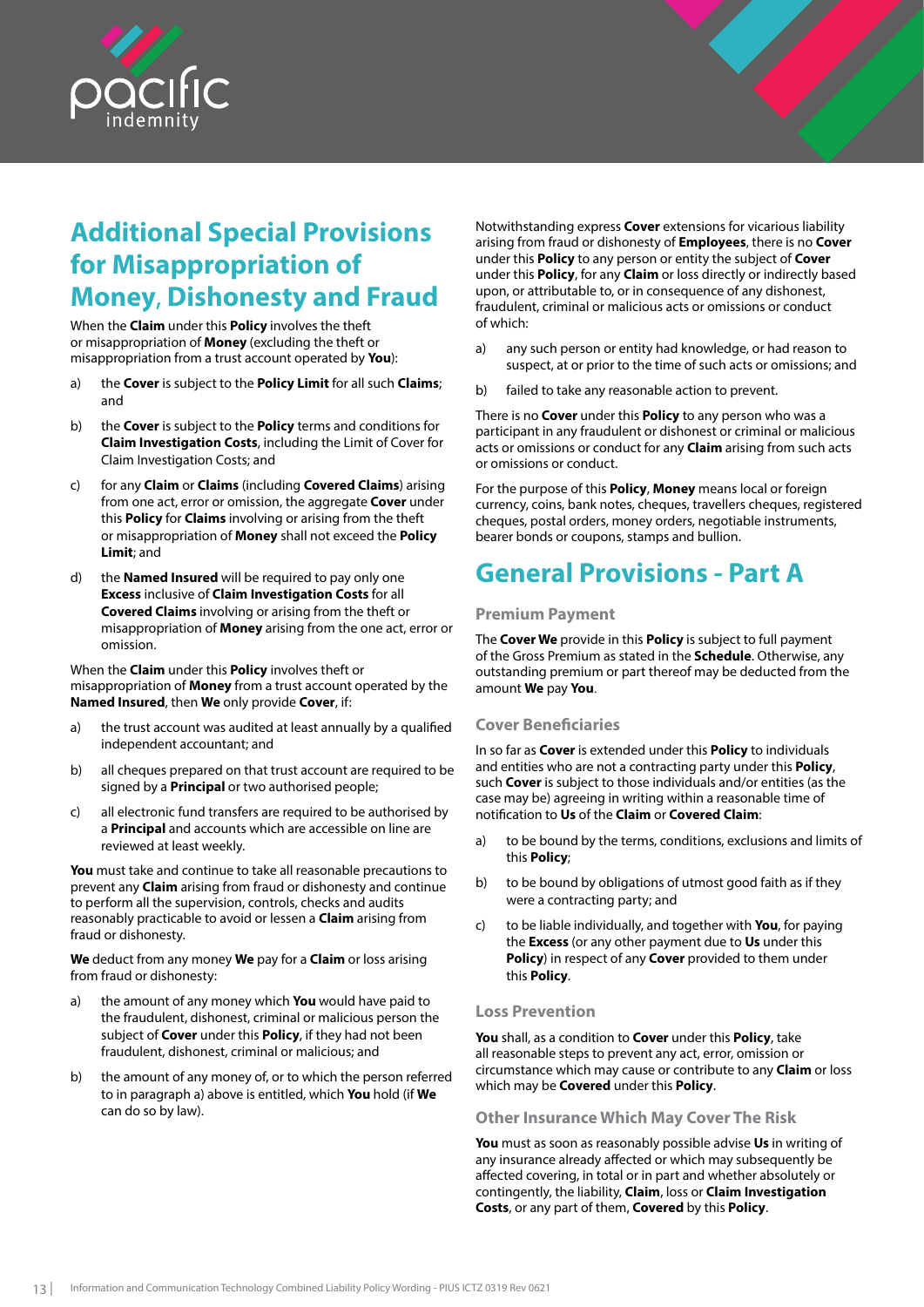## Additional Special Provisions for Misappropriation of Money, Dishonesty and Fraud

When the **Claim** under this **Policy** involves the theft or misappropriation of **Money** (excluding the theft or misappropriation from a trust account operated by **You**):

a) the **Cover** is subject to the **Policy Limit** for all such **Claims**; and

b) the **Cover** is subject to the **Policy** terms and conditions for **Claim Investigation Costs**, including the Limit of Cover for Claim Investigation Costs; and

c) for any **Claim** or **Claims** (including **Covered Claims**) arising from one act, error or omission, the aggregate **Cover** under this **Policy** for **Claims** involving or arising from the theft or misappropriation of **Money** shall not exceed the **Policy Limit**; and

d) the **Named Insured** will be required to pay only one **Excess** inclusive of **Claim Investigation Costs** for all **Covered Claims** involving or arising from the theft or misappropriation of **Money** arising from the one act, error or omission.

When the **Claim** under this **Policy** involves theft or misappropriation of **Money** from a trust account operated by the **Named Insured**, then **We** only provide **Cover**, if:

a) the trust account was audited at least annually by a qualified independent accountant; and

b) all cheques prepared on that trust account are required to be signed by a **Principal** or two authorised people;

c) all electronic fund transfers are required to be authorised by a **Principal** and accounts which are accessible on line are reviewed at least weekly.

**You** must take and continue to take all reasonable precautions to prevent any **Claim** arising from fraud or dishonesty and continue to perform all the supervision, controls, checks and audits reasonably practicable to avoid or lessen a **Claim** arising from fraud or dishonesty.

**We** deduct from any money **We** pay for a **Claim** or loss arising from fraud or dishonesty:

a) the amount of any money which **You** would have paid to the fraudulent, dishonest, criminal or malicious person the subject of **Cover** under this **Policy**, if they had not been fraudulent, dishonest, criminal or malicious; and

b) the amount of any money of, or to which the person referred to in paragraph a) above is entitled, which **You** hold (if **We** can do so by law).

Notwithstanding express **Cover** extensions for vicarious liability arising from fraud or dishonesty of **Employees**, there is no **Cover** under this **Policy** to any person or entity the subject of **Cover** under this **Policy**, for any **Claim** or loss directly or indirectly based upon, or attributable to, or in consequence of any dishonest, fraudulent, criminal or malicious acts or omissions or conduct of which:

a) any such person or entity had knowledge, or had reason to suspect, at or prior to the time of such acts or omissions; and

b) failed to take any reasonable action to prevent.

There is no **Cover** under this **Policy** to any person who was a participant in any fraudulent or dishonest or criminal or malicious acts or omissions or conduct for any **Claim** arising from such acts or omissions or conduct.

For the purpose of this **Policy**, **Money** means local or foreign currency, coins, bank notes, cheques, travellers cheques, registered cheques, postal orders, money orders, negotiable instruments, bearer bonds or coupons, stamps and bullion.

## General Provisions - Part A

### Premium Payment

The **Cover We** provide in this **Policy** is subject to full payment of the Gross Premium as stated in the **Schedule**. Otherwise, any outstanding premium or part thereof may be deducted from the amount **We** pay **You**.

### Cover Beneficiaries

In so far as **Cover** is extended under this **Policy** to individuals and entities who are not a contracting party under this **Policy**, such **Cover** is subject to those individuals and/or entities (as the case may be) agreeing in writing within a reasonable time of notification to **Us** of the **Claim** or **Covered Claim**:

a) to be bound by the terms, conditions, exclusions and limits of this **Policy**;

b) to be bound by obligations of utmost good faith as if they were a contracting party; and

c) to be liable individually, and together with **You**, for paying the **Excess** (or any other payment due to **Us** under this **Policy**) in respect of any **Cover** provided to them under this **Policy**.

### Loss Prevention

**You** shall, as a condition to **Cover** under this **Policy**, take all reasonable steps to prevent any act, error, omission or circumstance which may cause or contribute to any **Claim** or loss which may be **Covered** under this **Policy**.

### Other Insurance Which May Cover The Risk

**You** must as soon as reasonably possible advise **Us** in writing of any insurance already affected or which may subsequently be affected covering, in total or in part and whether absolutely or contingently, the liability, **Claim**, loss or **Claim Investigation Costs**, or any part of them, **Covered** by this **Policy**.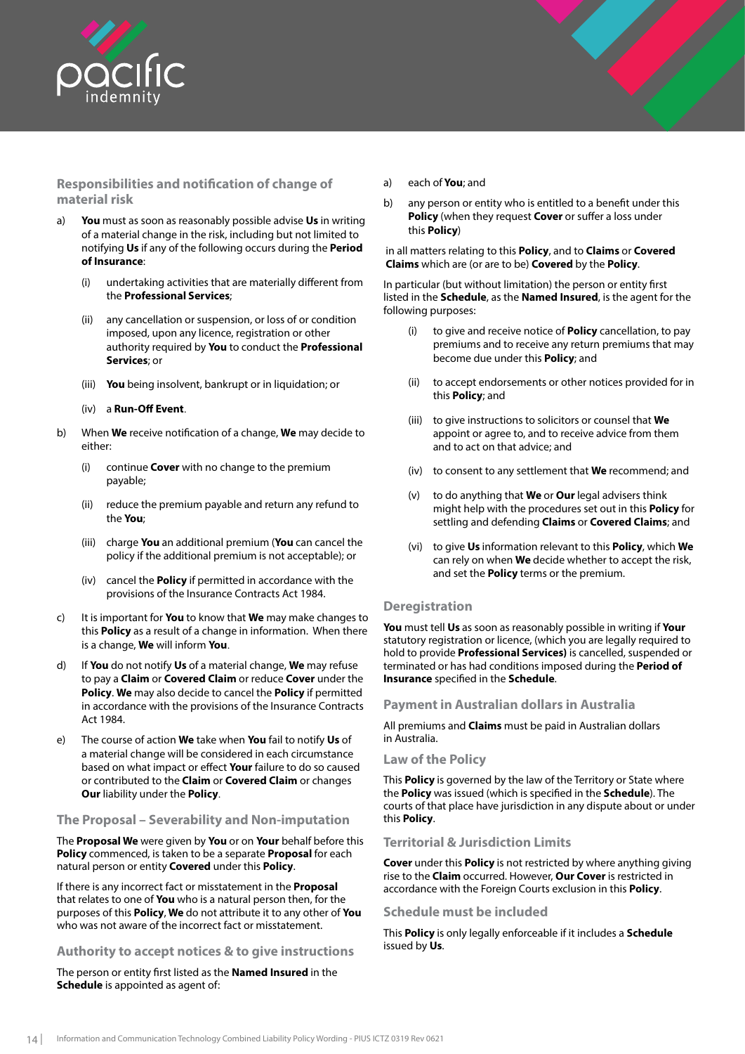## Responsibilities and notification of change of material risk

a) **You** must as soon as reasonably possible advise **Us** in writing of a material change in the risk, including but not limited to notifying **Us** if any of the following occurs during the **Period of Insurance**:

   (i) undertaking activities that are materially different from the **Professional Services**;

   (ii) any cancellation or suspension, or loss of or condition imposed, upon any licence, registration or other authority required by **You** to conduct the **Professional Services**; or

   (iii) **You** being insolvent, bankrupt or in liquidation; or

   (iv) a **Run-Off Event**.

b) When **We** receive notification of a change, **We** may decide to either:

   (i) continue **Cover** with no change to the premium payable;

   (ii) reduce the premium payable and return any refund to the **You**;

   (iii) charge **You** an additional premium (**You** can cancel the policy if the additional premium is not acceptable); or

   (iv) cancel the **Policy** if permitted in accordance with the provisions of the Insurance Contracts Act 1984.

c) It is important for **You** to know that **We** may make changes to this **Policy** as a result of a change in information. When there is a change, **We** will inform **You**.

d) If **You** do not notify **Us** of a material change, **We** may refuse to pay a **Claim** or **Covered Claim** or reduce **Cover** under the **Policy**. **We** may also decide to cancel the **Policy** if permitted in accordance with the provisions of the Insurance Contracts Act 1984.

e) The course of action **We** take when **You** fail to notify **Us** of a material change will be considered in each circumstance based on what impact or effect **Your** failure to do so caused or contributed to the **Claim** or **Covered Claim** or changes **Our** liability under the **Policy**.

## The Proposal – Severability and Non-imputation

The **Proposal We** were given by **You** or on **Your** behalf before this **Policy** commenced, is taken to be a separate **Proposal** for each natural person or entity **Covered** under this **Policy**.

If there is any incorrect fact or misstatement in the **Proposal** that relates to one of **You** who is a natural person then, for the purposes of this **Policy**, **We** do not attribute it to any other of **You** who was not aware of the incorrect fact or misstatement.

## Authority to accept notices & to give instructions

The person or entity first listed as the **Named Insured** in the **Schedule** is appointed as agent of:

a) each of **You**; and

b) any person or entity who is entitled to a benefit under this **Policy** (when they request **Cover** or suffer a loss under this **Policy**)

in all matters relating to this **Policy**, and to **Claims** or **Covered Claims** which are (or are to be) **Covered** by the **Policy**.

In particular (but without limitation) the person or entity first listed in the **Schedule**, as the **Named Insured**, is the agent for the following purposes:

(i) to give and receive notice of **Policy** cancellation, to pay premiums and to receive any return premiums that may become due under this **Policy**; and

(ii) to accept endorsements or other notices provided for in this **Policy**; and

(iii) to give instructions to solicitors or counsel that **We** appoint or agree to, and to receive advice from them and to act on that advice; and

(iv) to consent to any settlement that **We** recommend; and

(v) to do anything that **We** or **Our** legal advisers think might help with the procedures set out in this **Policy** for settling and defending **Claims** or **Covered Claims**; and

(vi) to give **Us** information relevant to this **Policy**, which **We** can rely on when **We** decide whether to accept the risk, and set the **Policy** terms or the premium.

## Deregistration

**You** must tell **Us** as soon as reasonably possible in writing if **Your** statutory registration or licence, (which you are legally required to hold to provide **Professional Services)** is cancelled, suspended or terminated or has had conditions imposed during the **Period of Insurance** specified in the **Schedule**.

## Payment in Australian dollars in Australia

All premiums and **Claims** must be paid in Australian dollars in Australia.

## Law of the Policy

This **Policy** is governed by the law of the Territory or State where the **Policy** was issued (which is specified in the **Schedule**). The courts of that place have jurisdiction in any dispute about or under this **Policy**.

## Territorial & Jurisdiction Limits

**Cover** under this **Policy** is not restricted by where anything giving rise to the **Claim** occurred. However, **Our Cover** is restricted in accordance with the Foreign Courts exclusion in this **Policy**.

## Schedule must be included

This **Policy** is only legally enforceable if it includes a **Schedule** issued by **Us**.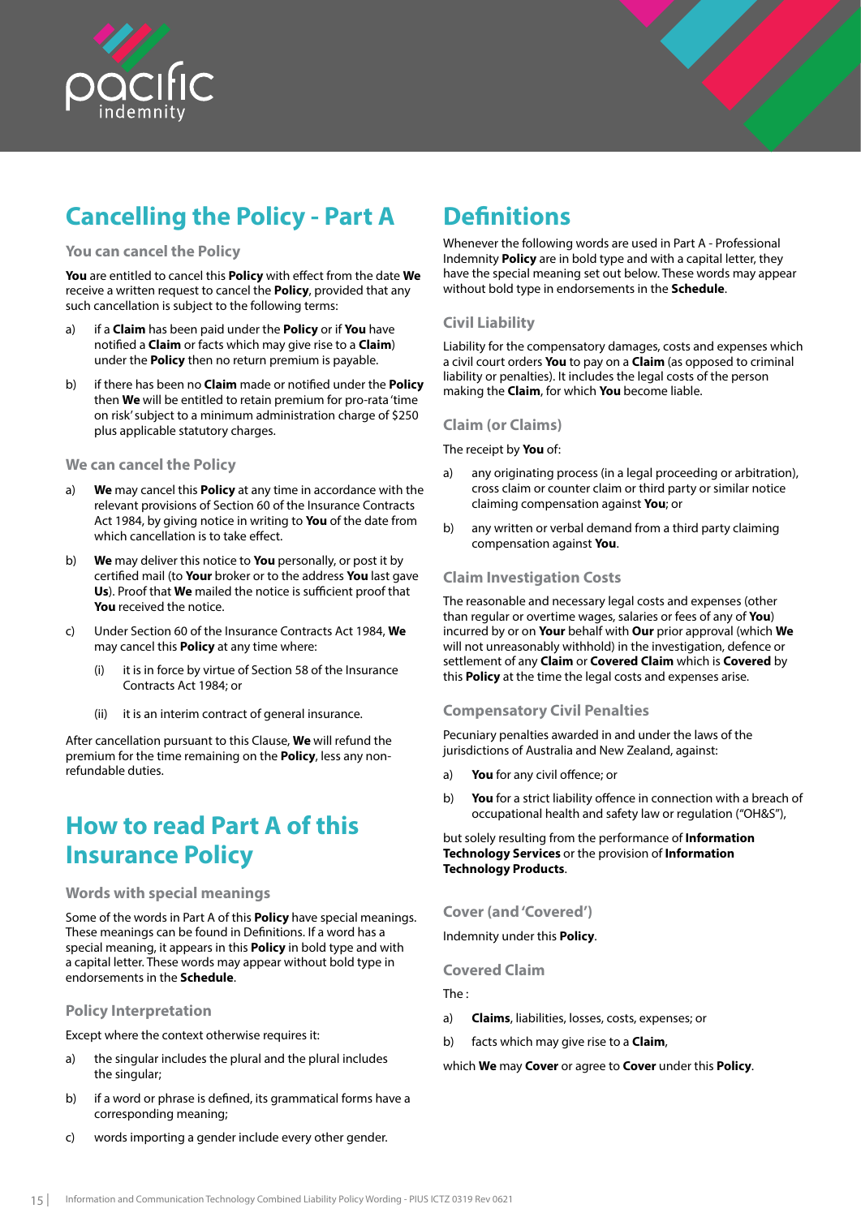# Cancelling the Policy - Part A

### You can cancel the Policy

**You** are entitled to cancel this **Policy** with effect from the date **We** receive a written request to cancel the **Policy**, provided that any such cancellation is subject to the following terms:

a) if a **Claim** has been paid under the **Policy** or if **You** have notified a **Claim** or facts which may give rise to a **Claim**) under the **Policy** then no return premium is payable.

b) if there has been no **Claim** made or notified under the **Policy** then **We** will be entitled to retain premium for pro-rata 'time on risk' subject to a minimum administration charge of $250 plus applicable statutory charges.

### We can cancel the Policy

a) **We** may cancel this **Policy** at any time in accordance with the relevant provisions of Section 60 of the Insurance Contracts Act 1984, by giving notice in writing to **You** of the date from which cancellation is to take effect.

b) **We** may deliver this notice to **You** personally, or post it by certified mail (to **Your** broker or to the address **You** last gave **Us**). Proof that **We** mailed the notice is sufficient proof that **You** received the notice.

c) Under Section 60 of the Insurance Contracts Act 1984, **We** may cancel this **Policy** at any time where:

   (i) it is in force by virtue of Section 58 of the Insurance Contracts Act 1984; or

   (ii) it is an interim contract of general insurance.

After cancellation pursuant to this Clause, **We** will refund the premium for the time remaining on the **Policy**, less any non-refundable duties.

# How to read Part A of this Insurance Policy

### Words with special meanings

Some of the words in Part A of this **Policy** have special meanings. These meanings can be found in Definitions. If a word has a special meaning, it appears in this **Policy** in bold type and with a capital letter. These words may appear without bold type in endorsements in the **Schedule**.

### Policy Interpretation

Except where the context otherwise requires it:

a) the singular includes the plural and the plural includes the singular;

b) if a word or phrase is defined, its grammatical forms have a corresponding meaning;

c) words importing a gender include every other gender.

# Definitions

Whenever the following words are used in Part A - Professional Indemnity **Policy** are in bold type and with a capital letter, they have the special meaning set out below. These words may appear without bold type in endorsements in the **Schedule**.

### Civil Liability

Liability for the compensatory damages, costs and expenses which a civil court orders **You** to pay on a **Claim** (as opposed to criminal liability or penalties). It includes the legal costs of the person making the **Claim**, for which **You** become liable.

### Claim (or Claims)

The receipt by **You** of:

a) any originating process (in a legal proceeding or arbitration), cross claim or counter claim or third party or similar notice claiming compensation against **You**; or

b) any written or verbal demand from a third party claiming compensation against **You**.

### Claim Investigation Costs

The reasonable and necessary legal costs and expenses (other than regular or overtime wages, salaries or fees of any of **You**) incurred by or on **Your** behalf with **Our** prior approval (which **We** will not unreasonably withhold) in the investigation, defence or settlement of any **Claim** or **Covered Claim** which is **Covered** by this **Policy** at the time the legal costs and expenses arise.

### Compensatory Civil Penalties

Pecuniary penalties awarded in and under the laws of the jurisdictions of Australia and New Zealand, against:

a) **You** for any civil offence; or

b) **You** for a strict liability offence in connection with a breach of occupational health and safety law or regulation ("OH&S"),

but solely resulting from the performance of **Information Technology Services** or the provision of **Information Technology Products**.

### Cover (and 'Covered')

Indemnity under this **Policy**.

### Covered Claim

The :

a) **Claims**, liabilities, losses, costs, expenses; or

b) facts which may give rise to a **Claim**,

which **We** may **Cover** or agree to **Cover** under this **Policy**.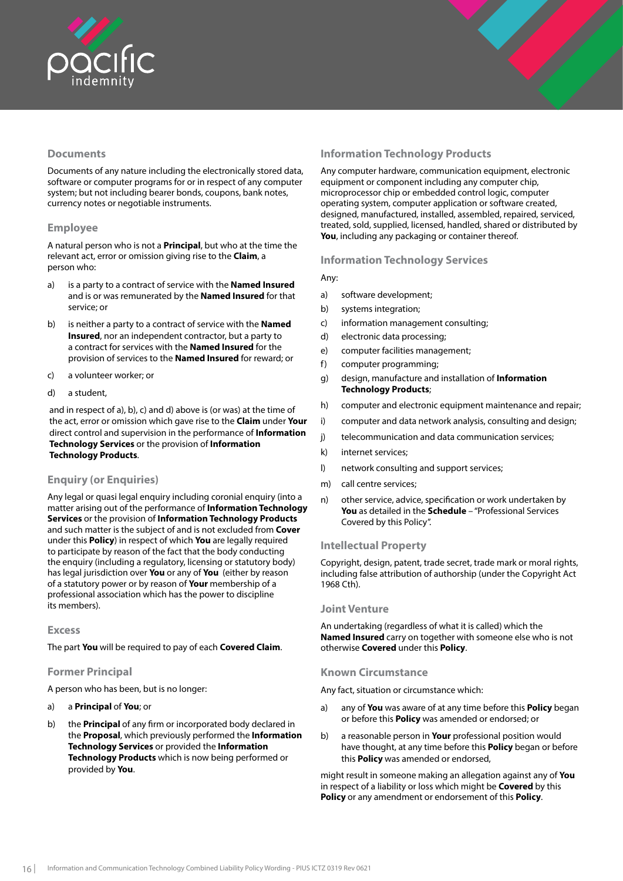### Documents

Documents of any nature including the electronically stored data, software or computer programs for or in respect of any computer system; but not including bearer bonds, coupons, bank notes, currency notes or negotiable instruments.

### Employee

A natural person who is not a **Principal**, but who at the time the relevant act, error or omission giving rise to the **Claim**, a person who:

a) is a party to a contract of service with the **Named Insured** and is or was remunerated by the **Named Insured** for that service; or

b) is neither a party to a contract of service with the **Named Insured**, nor an independent contractor, but a party to a contract for services with the **Named Insured** for the provision of services to the **Named Insured** for reward; or

c) a volunteer worker; or

d) a student,

and in respect of a), b), c) and d) above is (or was) at the time of the act, error or omission which gave rise to the **Claim** under **Your** direct control and supervision in the performance of **Information Technology Services** or the provision of **Information Technology Products**.

### Enquiry (or Enquiries)

Any legal or quasi legal enquiry including coronial enquiry (into a matter arising out of the performance of **Information Technology Services** or the provision of **Information Technology Products** and such matter is the subject of and is not excluded from **Cover** under this **Policy**) in respect of which **You** are legally required to participate by reason of the fact that the body conducting the enquiry (including a regulatory, licensing or statutory body) has legal jurisdiction over **You** or any of **You** (either by reason of a statutory power or by reason of **Your** membership of a professional association which has the power to discipline its members).

### Excess

The part **You** will be required to pay of each **Covered Claim**.

### Former Principal

A person who has been, but is no longer:

a) a **Principal** of **You**; or

b) the **Principal** of any firm or incorporated body declared in the **Proposal**, which previously performed the **Information Technology Services** or provided the **Information Technology Products** which is now being performed or provided by **You**.

### Information Technology Products

Any computer hardware, communication equipment, electronic equipment or component including any computer chip, microprocessor chip or embedded control logic, computer operating system, computer application or software created, designed, manufactured, installed, assembled, repaired, serviced, treated, sold, supplied, licensed, handled, shared or distributed by **You**, including any packaging or container thereof.

### Information Technology Services

Any:

a) software development;

b) systems integration;

c) information management consulting;

d) electronic data processing;

e) computer facilities management;

f) computer programming;

g) design, manufacture and installation of **Information Technology Products**;

h) computer and electronic equipment maintenance and repair;

i) computer and data network analysis, consulting and design;

j) telecommunication and data communication services;

k) internet services;

l) network consulting and support services;

m) call centre services;

n) other service, advice, specification or work undertaken by **You** as detailed in the **Schedule** – "Professional Services Covered by this Policy".

### Intellectual Property

Copyright, design, patent, trade secret, trade mark or moral rights, including false attribution of authorship (under the Copyright Act 1968 Cth).

### Joint Venture

An undertaking (regardless of what it is called) which the **Named Insured** carry on together with someone else who is not otherwise **Covered** under this **Policy**.

### Known Circumstance

Any fact, situation or circumstance which:

a) any of **You** was aware of at any time before this **Policy** began or before this **Policy** was amended or endorsed; or

b) a reasonable person in **Your** professional position would have thought, at any time before this **Policy** began or before this **Policy** was amended or endorsed,

might result in someone making an allegation against any of **You** in respect of a liability or loss which might be **Covered** by this **Policy** or any amendment or endorsement of this **Policy**.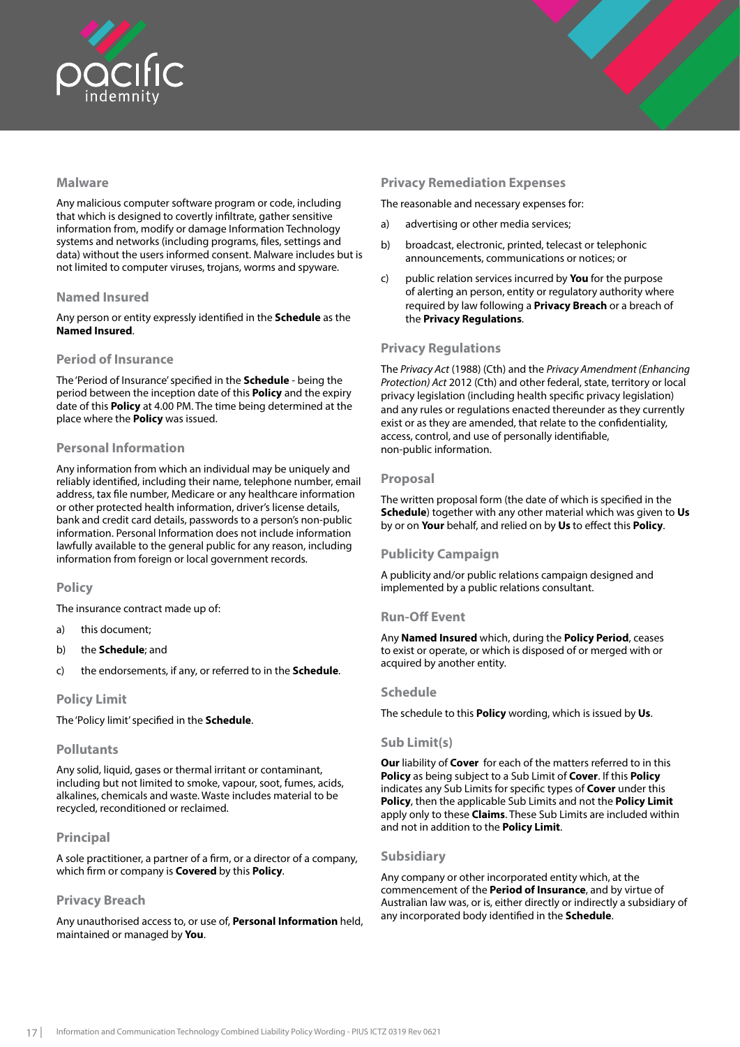### Malware

Any malicious computer software program or code, including that which is designed to covertly infiltrate, gather sensitive information from, modify or damage Information Technology systems and networks (including programs, files, settings and data) without the users informed consent. Malware includes but is not limited to computer viruses, trojans, worms and spyware.

### Named Insured

Any person or entity expressly identified in the **Schedule** as the **Named Insured**.

### Period of Insurance

The 'Period of Insurance' specified in the **Schedule** - being the period between the inception date of this **Policy** and the expiry date of this **Policy** at 4.00 PM. The time being determined at the place where the **Policy** was issued.

### Personal Information

Any information from which an individual may be uniquely and reliably identified, including their name, telephone number, email address, tax file number, Medicare or any healthcare information or other protected health information, driver's license details, bank and credit card details, passwords to a person's non-public information. Personal Information does not include information lawfully available to the general public for any reason, including information from foreign or local government records.

### Policy

The insurance contract made up of:

a) this document;

b) the **Schedule**; and

c) the endorsements, if any, or referred to in the **Schedule**.

### Policy Limit

The 'Policy limit' specified in the **Schedule**.

### Pollutants

Any solid, liquid, gases or thermal irritant or contaminant, including but not limited to smoke, vapour, soot, fumes, acids, alkalines, chemicals and waste. Waste includes material to be recycled, reconditioned or reclaimed.

### Principal

A sole practitioner, a partner of a firm, or a director of a company, which firm or company is **Covered** by this **Policy**.

### Privacy Breach

Any unauthorised access to, or use of, **Personal Information** held, maintained or managed by **You**.

### Privacy Remediation Expenses

The reasonable and necessary expenses for:

a) advertising or other media services;

b) broadcast, electronic, printed, telecast or telephonic announcements, communications or notices; or

c) public relation services incurred by **You** for the purpose of alerting an person, entity or regulatory authority where required by law following a **Privacy Breach** or a breach of the **Privacy Regulations**.

### Privacy Regulations

The *Privacy Act* (1988) (Cth) and the *Privacy Amendment (Enhancing Protection) Act* 2012 (Cth) and other federal, state, territory or local privacy legislation (including health specific privacy legislation) and any rules or regulations enacted thereunder as they currently exist or as they are amended, that relate to the confidentiality, access, control, and use of personally identifiable, non-public information.

### Proposal

The written proposal form (the date of which is specified in the **Schedule**) together with any other material which was given to **Us** by or on **Your** behalf, and relied on by **Us** to effect this **Policy**.

### Publicity Campaign

A publicity and/or public relations campaign designed and implemented by a public relations consultant.

### Run-Off Event

Any **Named Insured** which, during the **Policy Period**, ceases to exist or operate, or which is disposed of or merged with or acquired by another entity.

### Schedule

The schedule to this **Policy** wording, which is issued by **Us**.

### Sub Limit(s)

**Our** liability of **Cover** for each of the matters referred to in this **Policy** as being subject to a Sub Limit of **Cover**. If this **Policy** indicates any Sub Limits for specific types of **Cover** under this **Policy**, then the applicable Sub Limits and not the **Policy Limit** apply only to these **Claims**. These Sub Limits are included within and not in addition to the **Policy Limit**.

### Subsidiary

Any company or other incorporated entity which, at the commencement of the **Period of Insurance**, and by virtue of Australian law was, or is, either directly or indirectly a subsidiary of any incorporated body identified in the **Schedule**.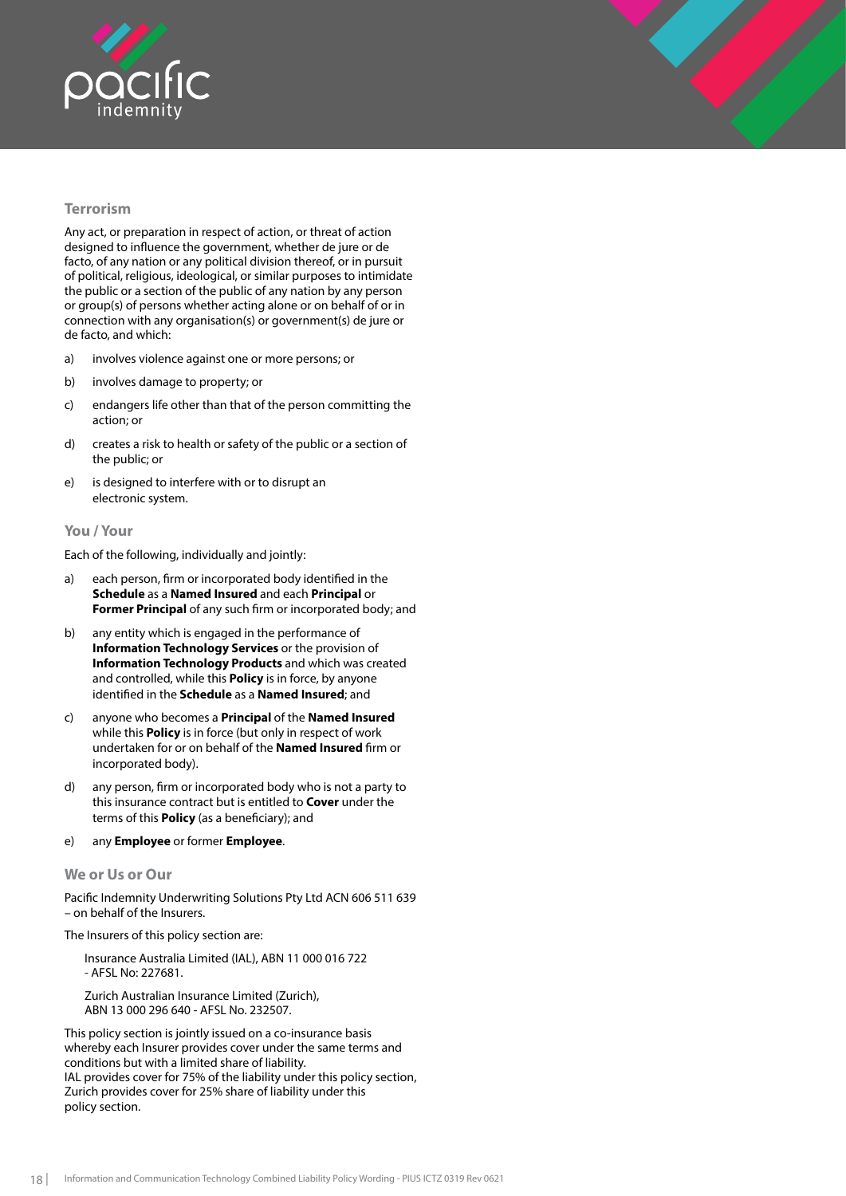### Terrorism

Any act, or preparation in respect of action, or threat of action designed to influence the government, whether de jure or de facto, of any nation or any political division thereof, or in pursuit of political, religious, ideological, or similar purposes to intimidate the public or a section of the public of any nation by any person or group(s) of persons whether acting alone or on behalf of or in connection with any organisation(s) or government(s) de jure or de facto, and which:

a) involves violence against one or more persons; or

b) involves damage to property; or

c) endangers life other than that of the person committing the action; or

d) creates a risk to health or safety of the public or a section of the public; or

e) is designed to interfere with or to disrupt an electronic system.

### You / Your

Each of the following, individually and jointly:

a) each person, firm or incorporated body identified in the **Schedule** as a **Named Insured** and each **Principal** or **Former Principal** of any such firm or incorporated body; and

b) any entity which is engaged in the performance of **Information Technology Services** or the provision of **Information Technology Products** and which was created and controlled, while this **Policy** is in force, by anyone identified in the **Schedule** as a **Named Insured**; and

c) anyone who becomes a **Principal** of the **Named Insured** while this **Policy** is in force (but only in respect of work undertaken for or on behalf of the **Named Insured** firm or incorporated body).

d) any person, firm or incorporated body who is not a party to this insurance contract but is entitled to **Cover** under the terms of this **Policy** (as a beneficiary); and

e) any **Employee** or former **Employee**.

### We or Us or Our

Pacific Indemnity Underwriting Solutions Pty Ltd ACN 606 511 639 – on behalf of the Insurers.

The Insurers of this policy section are:

Insurance Australia Limited (IAL), ABN 11 000 016 722 - AFSL No: 227681.

Zurich Australian Insurance Limited (Zurich), ABN 13 000 296 640 - AFSL No. 232507.

This policy section is jointly issued on a co-insurance basis whereby each Insurer provides cover under the same terms and conditions but with a limited share of liability.
IAL provides cover for 75% of the liability under this policy section, Zurich provides cover for 25% share of liability under this policy section.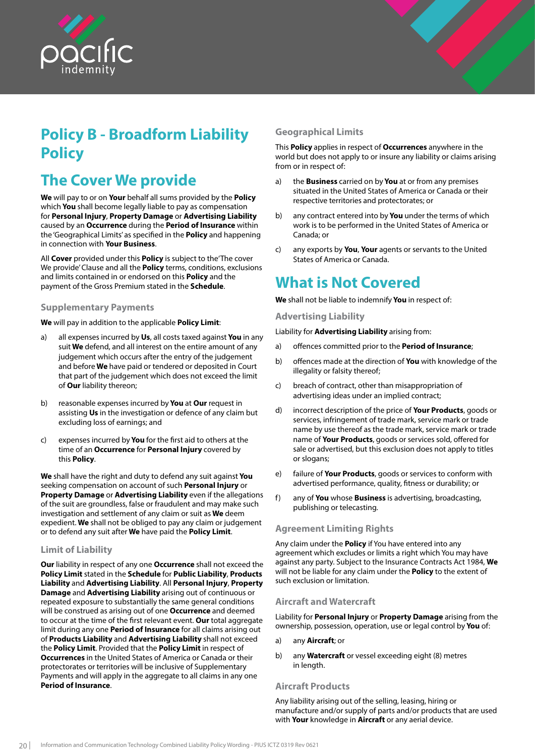# Policy B - Broadform Liability Policy

## The Cover We provide

**We** will pay to or on **Your** behalf all sums provided by the **Policy** which **You** shall become legally liable to pay as compensation for **Personal Injury**, **Property Damage** or **Advertising Liability** caused by an **Occurrence** during the **Period of Insurance** within the 'Geographical Limits' as specified in the **Policy** and happening in connection with **Your Business**.

All **Cover** provided under this **Policy** is subject to the 'The cover We provide' Clause and all the **Policy** terms, conditions, exclusions and limits contained in or endorsed on this **Policy** and the payment of the Gross Premium stated in the **Schedule**.

### Supplementary Payments

**We** will pay in addition to the applicable **Policy Limit**:

a) all expenses incurred by **Us**, all costs taxed against **You** in any suit **We** defend, and all interest on the entire amount of any judgement which occurs after the entry of the judgement and before **We** have paid or tendered or deposited in Court that part of the judgement which does not exceed the limit of **Our** liability thereon;

b) reasonable expenses incurred by **You** at **Our** request in assisting **Us** in the investigation or defence of any claim but excluding loss of earnings; and

c) expenses incurred by **You** for the first aid to others at the time of an **Occurrence** for **Personal Injury** covered by this **Policy**.

**We** shall have the right and duty to defend any suit against **You** seeking compensation on account of such **Personal Injury** or **Property Damage** or **Advertising Liability** even if the allegations of the suit are groundless, false or fraudulent and may make such investigation and settlement of any claim or suit as **We** deem expedient. **We** shall not be obliged to pay any claim or judgement or to defend any suit after **We** have paid the **Policy Limit**.

### Limit of Liability

**Our** liability in respect of any one **Occurrence** shall not exceed the **Policy Limit** stated in the **Schedule** for **Public Liability**, **Products Liability** and **Advertising Liability**. All **Personal Injury**, **Property Damage** and **Advertising Liability** arising out of continuous or repeated exposure to substantially the same general conditions will be construed as arising out of one **Occurrence** and deemed to occur at the time of the first relevant event. **Our** total aggregate limit during any one **Period of Insurance** for all claims arising out of **Products Liability** and **Advertising Liability** shall not exceed the **Policy Limit**. Provided that the **Policy Limit** in respect of **Occurrences** in the United States of America or Canada or their protectorates or territories will be inclusive of Supplementary Payments and will apply in the aggregate to all claims in any one **Period of Insurance**.

### Geographical Limits

This **Policy** applies in respect of **Occurrences** anywhere in the world but does not apply to or insure any liability or claims arising from or in respect of:

a) the **Business** carried on by **You** at or from any premises situated in the United States of America or Canada or their respective territories and protectorates; or

b) any contract entered into by **You** under the terms of which work is to be performed in the United States of America or Canada; or

c) any exports by **You**, **Your** agents or servants to the United States of America or Canada.

## What is Not Covered

**We** shall not be liable to indemnify **You** in respect of:

### Advertising Liability

Liability for **Advertising Liability** arising from:

a) offences committed prior to the **Period of Insurance**;

b) offences made at the direction of **You** with knowledge of the illegality or falsity thereof;

c) breach of contract, other than misappropriation of advertising ideas under an implied contract;

d) incorrect description of the price of **Your Products**, goods or services, infringement of trade mark, service mark or trade name by use thereof as the trade mark, service mark or trade name of **Your Products**, goods or services sold, offered for sale or advertised, but this exclusion does not apply to titles or slogans;

e) failure of **Your Products**, goods or services to conform with advertised performance, quality, fitness or durability; or

f) any of **You** whose **Business** is advertising, broadcasting, publishing or telecasting.

### Agreement Limiting Rights

Any claim under the **Policy** if You have entered into any agreement which excludes or limits a right which You may have against any party. Subject to the Insurance Contracts Act 1984, **We** will not be liable for any claim under the **Policy** to the extent of such exclusion or limitation.

### Aircraft and Watercraft

Liability for **Personal Injury** or **Property Damage** arising from the ownership, possession, operation, use or legal control by **You** of:

a) any **Aircraft**; or

b) any **Watercraft** or vessel exceeding eight (8) metres in length.

### Aircraft Products

Any liability arising out of the selling, leasing, hiring or manufacture and/or supply of parts and/or products that are used with **Your** knowledge in **Aircraft** or any aerial device.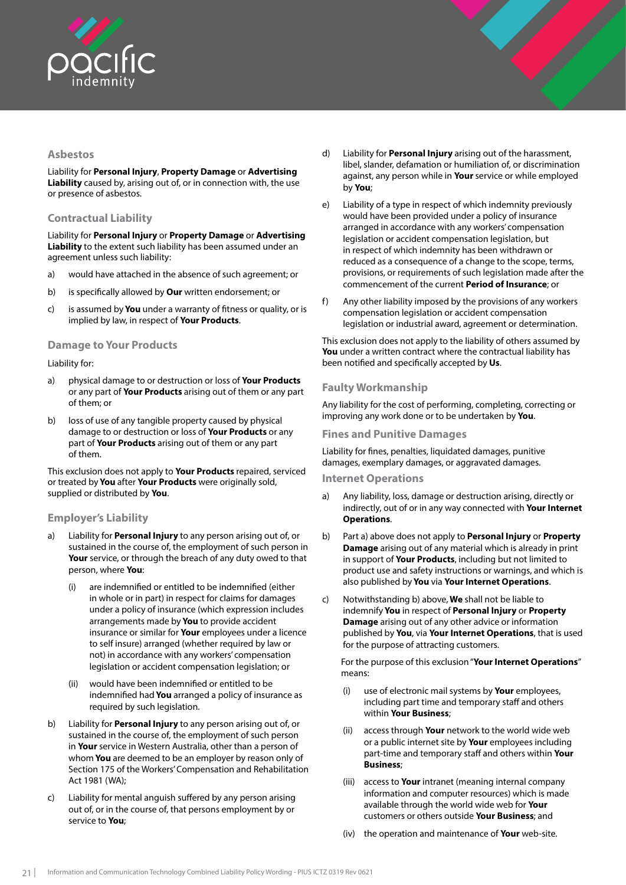### Asbestos

Liability for **Personal Injury**, **Property Damage** or **Advertising Liability** caused by, arising out of, or in connection with, the use or presence of asbestos.

### Contractual Liability

Liability for **Personal Injury** or **Property Damage** or **Advertising Liability** to the extent such liability has been assumed under an agreement unless such liability:

a) would have attached in the absence of such agreement; or

b) is specifically allowed by **Our** written endorsement; or

c) is assumed by **You** under a warranty of fitness or quality, or is implied by law, in respect of **Your Products**.

### Damage to Your Products

Liability for:

a) physical damage to or destruction or loss of **Your Products** or any part of **Your Products** arising out of them or any part of them; or

b) loss of use of any tangible property caused by physical damage to or destruction or loss of **Your Products** or any part of **Your Products** arising out of them or any part of them.

This exclusion does not apply to **Your Products** repaired, serviced or treated by **You** after **Your Products** were originally sold, supplied or distributed by **You**.

### Employer's Liability

a) Liability for **Personal Injury** to any person arising out of, or sustained in the course of, the employment of such person in **Your** service, or through the breach of any duty owed to that person, where **You**:

   (i) are indemnified or entitled to be indemnified (either in whole or in part) in respect for claims for damages under a policy of insurance (which expression includes arrangements made by **You** to provide accident insurance or similar for **Your** employees under a licence to self insure) arranged (whether required by law or not) in accordance with any workers' compensation legislation or accident compensation legislation; or

   (ii) would have been indemnified or entitled to be indemnified had **You** arranged a policy of insurance as required by such legislation.

b) Liability for **Personal Injury** to any person arising out of, or sustained in the course of, the employment of such person in **Your** service in Western Australia, other than a person of whom **You** are deemed to be an employer by reason only of Section 175 of the Workers' Compensation and Rehabilitation Act 1981 (WA);

c) Liability for mental anguish suffered by any person arising out of, or in the course of, that persons employment by or service to **You**;

d) Liability for **Personal Injury** arising out of the harassment, libel, slander, defamation or humiliation of, or discrimination against, any person while in **Your** service or while employed by **You**;

e) Liability of a type in respect of which indemnity previously would have been provided under a policy of insurance arranged in accordance with any workers' compensation legislation or accident compensation legislation, but in respect of which indemnity has been withdrawn or reduced as a consequence of a change to the scope, terms, provisions, or requirements of such legislation made after the commencement of the current **Period of Insurance**; or

f) Any other liability imposed by the provisions of any workers compensation legislation or accident compensation legislation or industrial award, agreement or determination.

This exclusion does not apply to the liability of others assumed by **You** under a written contract where the contractual liability has been notified and specifically accepted by **Us**.

### Faulty Workmanship

Any liability for the cost of performing, completing, correcting or improving any work done or to be undertaken by **You**.

### Fines and Punitive Damages

Liability for fines, penalties, liquidated damages, punitive damages, exemplary damages, or aggravated damages.

### Internet Operations

a) Any liability, loss, damage or destruction arising, directly or indirectly, out of or in any way connected with **Your Internet Operations**.

b) Part a) above does not apply to **Personal Injury** or **Property Damage** arising out of any material which is already in print in support of **Your Products**, including but not limited to product use and safety instructions or warnings, and which is also published by **You** via **Your Internet Operations**.

c) Notwithstanding b) above, **We** shall not be liable to indemnify **You** in respect of **Personal Injury** or **Property Damage** arising out of any other advice or information published by **You**, via **Your Internet Operations**, that is used for the purpose of attracting customers.

   For the purpose of this exclusion "**Your Internet Operations**" means:

   (i) use of electronic mail systems by **Your** employees, including part time and temporary staff and others within **Your Business**;

   (ii) access through **Your** network to the world wide web or a public internet site by **Your** employees including part-time and temporary staff and others within **Your Business**;

   (iii) access to **Your** intranet (meaning internal company information and computer resources) which is made available through the world wide web for **Your** customers or others outside **Your Business**; and

   (iv) the operation and maintenance of **Your** web-site.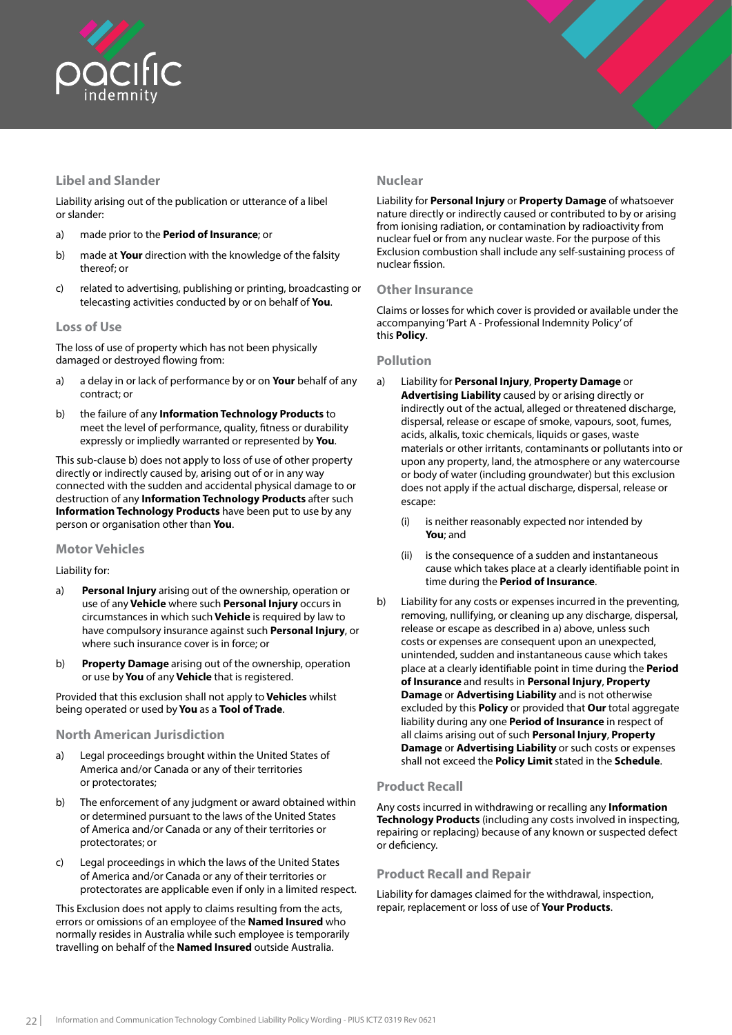### Libel and Slander

Liability arising out of the publication or utterance of a libel or slander:

a) made prior to the **Period of Insurance**; or

b) made at **Your** direction with the knowledge of the falsity thereof; or

c) related to advertising, publishing or printing, broadcasting or telecasting activities conducted by or on behalf of **You**.

### Loss of Use

The loss of use of property which has not been physically damaged or destroyed flowing from:

a) a delay in or lack of performance by or on **Your** behalf of any contract; or

b) the failure of any **Information Technology Products** to meet the level of performance, quality, fitness or durability expressly or impliedly warranted or represented by **You**.

This sub-clause b) does not apply to loss of use of other property directly or indirectly caused by, arising out of or in any way connected with the sudden and accidental physical damage to or destruction of any **Information Technology Products** after such **Information Technology Products** have been put to use by any person or organisation other than **You**.

### Motor Vehicles

Liability for:

a) **Personal Injury** arising out of the ownership, operation or use of any **Vehicle** where such **Personal Injury** occurs in circumstances in which such **Vehicle** is required by law to have compulsory insurance against such **Personal Injury**, or where such insurance cover is in force; or

b) **Property Damage** arising out of the ownership, operation or use by **You** of any **Vehicle** that is registered.

Provided that this exclusion shall not apply to **Vehicles** whilst being operated or used by **You** as a **Tool of Trade**.

### North American Jurisdiction

a) Legal proceedings brought within the United States of America and/or Canada or any of their territories or protectorates;

b) The enforcement of any judgment or award obtained within or determined pursuant to the laws of the United States of America and/or Canada or any of their territories or protectorates; or

c) Legal proceedings in which the laws of the United States of America and/or Canada or any of their territories or protectorates are applicable even if only in a limited respect.

This Exclusion does not apply to claims resulting from the acts, errors or omissions of an employee of the **Named Insured** who normally resides in Australia while such employee is temporarily travelling on behalf of the **Named Insured** outside Australia.

### Nuclear

Liability for **Personal Injury** or **Property Damage** of whatsoever nature directly or indirectly caused or contributed to by or arising from ionising radiation, or contamination by radioactivity from nuclear fuel or from any nuclear waste. For the purpose of this Exclusion combustion shall include any self-sustaining process of nuclear fission.

### Other Insurance

Claims or losses for which cover is provided or available under the accompanying 'Part A - Professional Indemnity Policy' of this **Policy**.

### Pollution

a) Liability for **Personal Injury**, **Property Damage** or **Advertising Liability** caused by or arising directly or indirectly out of the actual, alleged or threatened discharge, dispersal, release or escape of smoke, vapours, soot, fumes, acids, alkalis, toxic chemicals, liquids or gases, waste materials or other irritants, contaminants or pollutants into or upon any property, land, the atmosphere or any watercourse or body of water (including groundwater) but this exclusion does not apply if the actual discharge, dispersal, release or escape:

   (i) is neither reasonably expected nor intended by **You**; and

   (ii) is the consequence of a sudden and instantaneous cause which takes place at a clearly identifiable point in time during the **Period of Insurance**.

b) Liability for any costs or expenses incurred in the preventing, removing, nullifying, or cleaning up any discharge, dispersal, release or escape as described in a) above, unless such costs or expenses are consequent upon an unexpected, unintended, sudden and instantaneous cause which takes place at a clearly identifiable point in time during the **Period of Insurance** and results in **Personal Injury**, **Property Damage** or **Advertising Liability** and is not otherwise excluded by this **Policy** or provided that **Our** total aggregate liability during any one **Period of Insurance** in respect of all claims arising out of such **Personal Injury**, **Property Damage** or **Advertising Liability** or such costs or expenses shall not exceed the **Policy Limit** stated in the **Schedule**.

### Product Recall

Any costs incurred in withdrawing or recalling any **Information Technology Products** (including any costs involved in inspecting, repairing or replacing) because of any known or suspected defect or deficiency.

### Product Recall and Repair

Liability for damages claimed for the withdrawal, inspection, repair, replacement or loss of use of **Your Products**.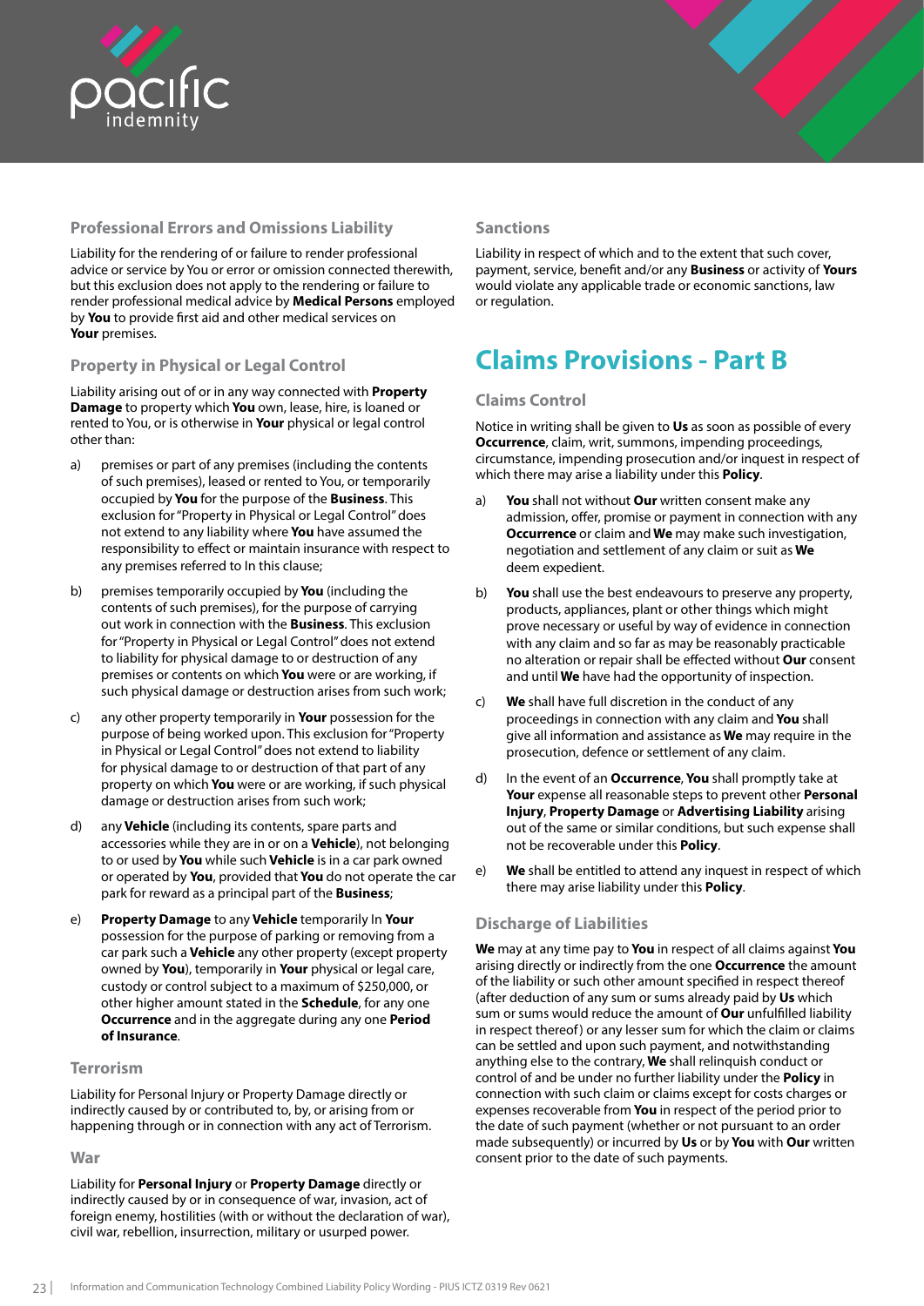### Professional Errors and Omissions Liability

Liability for the rendering of or failure to render professional advice or service by You or error or omission connected therewith, but this exclusion does not apply to the rendering or failure to render professional medical advice by **Medical Persons** employed by **You** to provide first aid and other medical services on **Your** premises.

### Property in Physical or Legal Control

Liability arising out of or in any way connected with **Property Damage** to property which **You** own, lease, hire, is loaned or rented to You, or is otherwise in **Your** physical or legal control other than:

a) premises or part of any premises (including the contents of such premises), leased or rented to You, or temporarily occupied by **You** for the purpose of the **Business**. This exclusion for "Property in Physical or Legal Control" does not extend to any liability where **You** have assumed the responsibility to effect or maintain insurance with respect to any premises referred to In this clause;

b) premises temporarily occupied by **You** (including the contents of such premises), for the purpose of carrying out work in connection with the **Business**. This exclusion for "Property in Physical or Legal Control" does not extend to liability for physical damage to or destruction of any premises or contents on which **You** were or are working, if such physical damage or destruction arises from such work;

c) any other property temporarily in **Your** possession for the purpose of being worked upon. This exclusion for "Property in Physical or Legal Control" does not extend to liability for physical damage to or destruction of that part of any property on which **You** were or are working, if such physical damage or destruction arises from such work;

d) any **Vehicle** (including its contents, spare parts and accessories while they are in or on a **Vehicle**), not belonging to or used by **You** while such **Vehicle** is in a car park owned or operated by **You**, provided that **You** do not operate the car park for reward as a principal part of the **Business**;

e) **Property Damage** to any **Vehicle** temporarily In **Your** possession for the purpose of parking or removing from a car park such a **Vehicle** any other property (except property owned by **You**), temporarily in **Your** physical or legal care, custody or control subject to a maximum of $250,000, or other higher amount stated in the **Schedule**, for any one **Occurrence** and in the aggregate during any one **Period of Insurance**.

### Terrorism

Liability for Personal Injury or Property Damage directly or indirectly caused by or contributed to, by, or arising from or happening through or in connection with any act of Terrorism.

### War

Liability for **Personal Injury** or **Property Damage** directly or indirectly caused by or in consequence of war, invasion, act of foreign enemy, hostilities (with or without the declaration of war), civil war, rebellion, insurrection, military or usurped power.

### Sanctions

Liability in respect of which and to the extent that such cover, payment, service, benefit and/or any **Business** or activity of **Yours** would violate any applicable trade or economic sanctions, law or regulation.

## Claims Provisions - Part B

### Claims Control

Notice in writing shall be given to **Us** as soon as possible of every **Occurrence**, claim, writ, summons, impending proceedings, circumstance, impending prosecution and/or inquest in respect of which there may arise a liability under this **Policy**.

a) **You** shall not without **Our** written consent make any admission, offer, promise or payment in connection with any **Occurrence** or claim and **We** may make such investigation, negotiation and settlement of any claim or suit as **We** deem expedient.

b) **You** shall use the best endeavours to preserve any property, products, appliances, plant or other things which might prove necessary or useful by way of evidence in connection with any claim and so far as may be reasonably practicable no alteration or repair shall be effected without **Our** consent and until **We** have had the opportunity of inspection.

c) **We** shall have full discretion in the conduct of any proceedings in connection with any claim and **You** shall give all information and assistance as **We** may require in the prosecution, defence or settlement of any claim.

d) In the event of an **Occurrence**, **You** shall promptly take at **Your** expense all reasonable steps to prevent other **Personal Injury**, **Property Damage** or **Advertising Liability** arising out of the same or similar conditions, but such expense shall not be recoverable under this **Policy**.

e) **We** shall be entitled to attend any inquest in respect of which there may arise liability under this **Policy**.

### Discharge of Liabilities

**We** may at any time pay to **You** in respect of all claims against **You** arising directly or indirectly from the one **Occurrence** the amount of the liability or such other amount specified in respect thereof (after deduction of any sum or sums already paid by **Us** which sum or sums would reduce the amount of **Our** unfulfilled liability in respect thereof) or any lesser sum for which the claim or claims can be settled and upon such payment, and notwithstanding anything else to the contrary, **We** shall relinquish conduct or control of and be under no further liability under the **Policy** in connection with such claim or claims except for costs charges or expenses recoverable from **You** in respect of the period prior to the date of such payment (whether or not pursuant to an order made subsequently) or incurred by **Us** or by **You** with **Our** written consent prior to the date of such payments.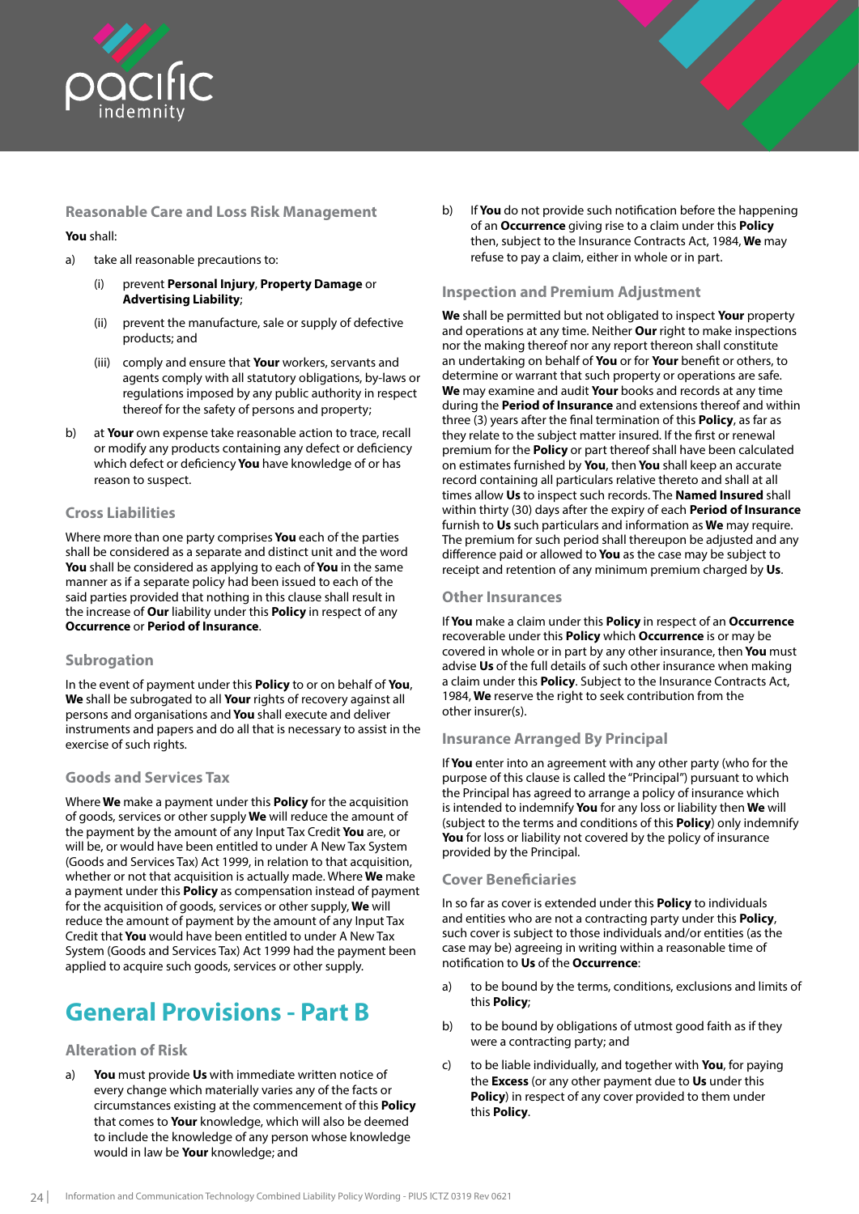### Reasonable Care and Loss Risk Management

**You** shall:

a) take all reasonable precautions to:

   (i) prevent **Personal Injury**, **Property Damage** or **Advertising Liability**;

   (ii) prevent the manufacture, sale or supply of defective products; and

   (iii) comply and ensure that **Your** workers, servants and agents comply with all statutory obligations, by-laws or regulations imposed by any public authority in respect thereof for the safety of persons and property;

b) at **Your** own expense take reasonable action to trace, recall or modify any products containing any defect or deficiency which defect or deficiency **You** have knowledge of or has reason to suspect.

### Cross Liabilities

Where more than one party comprises **You** each of the parties shall be considered as a separate and distinct unit and the word **You** shall be considered as applying to each of **You** in the same manner as if a separate policy had been issued to each of the said parties provided that nothing in this clause shall result in the increase of **Our** liability under this **Policy** in respect of any **Occurrence** or **Period of Insurance**.

### Subrogation

In the event of payment under this **Policy** to or on behalf of **You**, **We** shall be subrogated to all **Your** rights of recovery against all persons and organisations and **You** shall execute and deliver instruments and papers and do all that is necessary to assist in the exercise of such rights.

### Goods and Services Tax

Where **We** make a payment under this **Policy** for the acquisition of goods, services or other supply **We** will reduce the amount of the payment by the amount of any Input Tax Credit **You** are, or will be, or would have been entitled to under A New Tax System (Goods and Services Tax) Act 1999, in relation to that acquisition, whether or not that acquisition is actually made. Where **We** make a payment under this **Policy** as compensation instead of payment for the acquisition of goods, services or other supply, **We** will reduce the amount of payment by the amount of any Input Tax Credit **You** would have been entitled to under A New Tax System (Goods and Services Tax) Act 1999 had the payment been applied to acquire such goods, services or other supply.

## General Provisions - Part B

### Alteration of Risk

a) **You** must provide **Us** with immediate written notice of every change which materially varies any of the facts or circumstances existing at the commencement of this **Policy** that comes to **Your** knowledge, which will also be deemed to include the knowledge of any person whose knowledge would in law be **Your** knowledge; and

b) If **You** do not provide such notification before the happening of an **Occurrence** giving rise to a claim under this **Policy** then, subject to the Insurance Contracts Act, 1984, **We** may refuse to pay a claim, either in whole or in part.

### Inspection and Premium Adjustment

**We** shall be permitted but not obligated to inspect **Your** property and operations at any time. Neither **Our** right to make inspections nor the making thereof nor any report thereon shall constitute an undertaking on behalf of **You** or for **Your** benefit or others, to determine or warrant that such property or operations are safe. **We** may examine and audit **Your** books and records at any time during the **Period of Insurance** and extensions thereof and within three (3) years after the final termination of this **Policy**, as far as they relate to the subject matter insured. If the first or renewal premium for the **Policy** or part thereof shall have been calculated on estimates furnished by **You**, then **You** shall keep an accurate record containing all particulars relative thereto and shall at all times allow **Us** to inspect such records. The **Named Insured** shall within thirty (30) days after the expiry of each **Period of Insurance** furnish to **Us** such particulars and information as **We** may require. The premium for such period shall thereupon be adjusted and any difference paid or allowed to **You** as the case may be subject to receipt and retention of any minimum premium charged by **Us**.

### Other Insurances

If **You** make a claim under this **Policy** in respect of an **Occurrence** recoverable under this **Policy** which **Occurrence** is or may be covered in whole or in part by any other insurance, then **You** must advise **Us** of the full details of such other insurance when making a claim under this **Policy**. Subject to the Insurance Contracts Act, 1984, **We** reserve the right to seek contribution from the other insurer(s).

### Insurance Arranged By Principal

If **You** enter into an agreement with any other party (who for the purpose of this clause is called the "Principal") pursuant to which the Principal has agreed to arrange a policy of insurance which is intended to indemnify **You** for any loss or liability then **We** will (subject to the terms and conditions of this **Policy**) only indemnify **You** for loss or liability not covered by the policy of insurance provided by the Principal.

### Cover Beneficiaries

In so far as cover is extended under this **Policy** to individuals and entities who are not a contracting party under this **Policy**, such cover is subject to those individuals and/or entities (as the case may be) agreeing in writing within a reasonable time of notification to **Us** of the **Occurrence**:

a) to be bound by the terms, conditions, exclusions and limits of this **Policy**;

b) to be bound by obligations of utmost good faith as if they were a contracting party; and

c) to be liable individually, and together with **You**, for paying the **Excess** (or any other payment due to **Us** under this **Policy**) in respect of any cover provided to them under this **Policy**.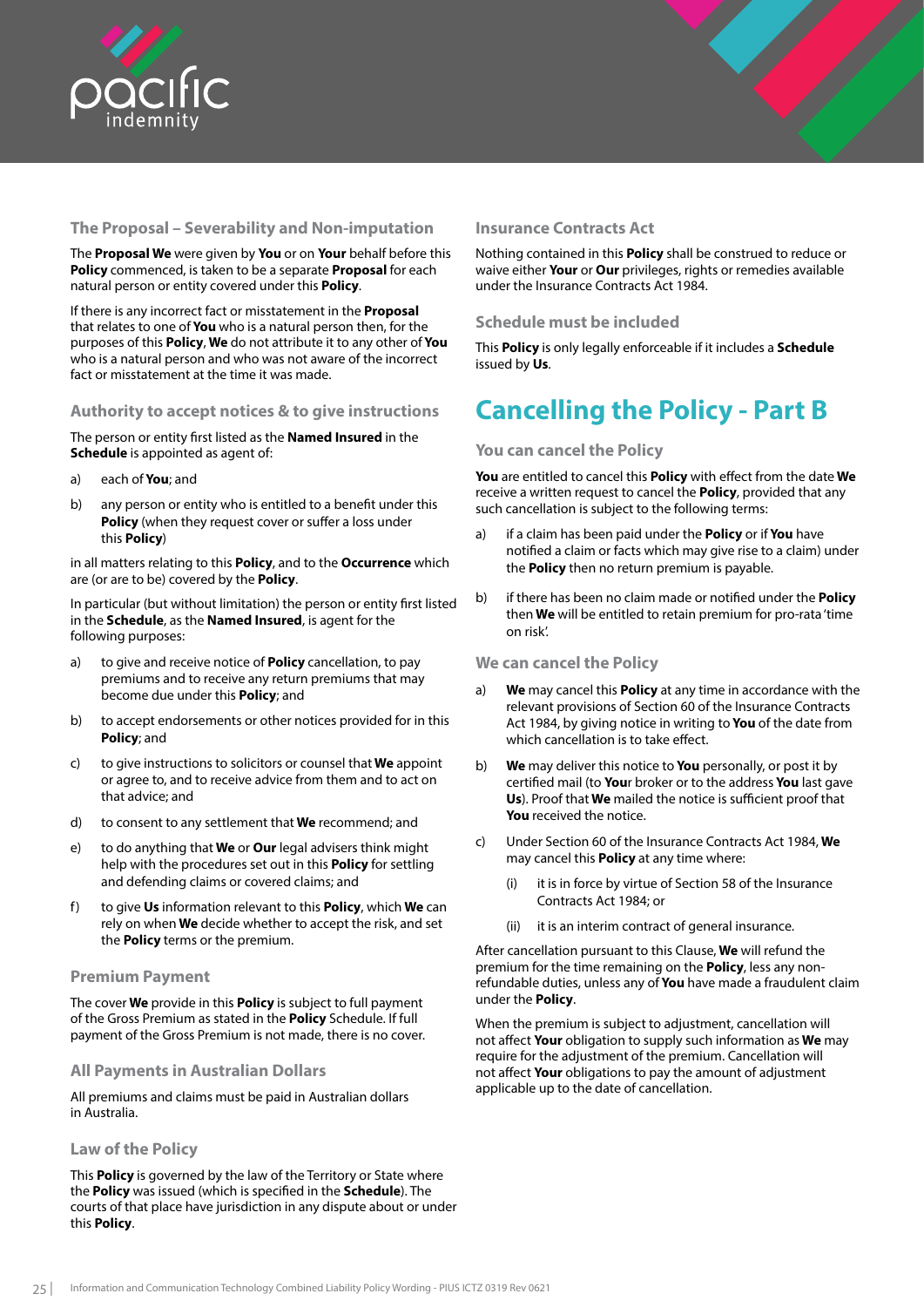### The Proposal – Severability and Non-imputation

The **Proposal We** were given by **You** or on **Your** behalf before this **Policy** commenced, is taken to be a separate **Proposal** for each natural person or entity covered under this **Policy**.

If there is any incorrect fact or misstatement in the **Proposal** that relates to one of **You** who is a natural person then, for the purposes of this **Policy**, **We** do not attribute it to any other of **You** who is a natural person and who was not aware of the incorrect fact or misstatement at the time it was made.

### Authority to accept notices & to give instructions

The person or entity first listed as the **Named Insured** in the **Schedule** is appointed as agent of:

a) each of **You**; and

b) any person or entity who is entitled to a benefit under this **Policy** (when they request cover or suffer a loss under this **Policy**)

in all matters relating to this **Policy**, and to the **Occurrence** which are (or are to be) covered by the **Policy**.

In particular (but without limitation) the person or entity first listed in the **Schedule**, as the **Named Insured**, is agent for the following purposes:

a) to give and receive notice of **Policy** cancellation, to pay premiums and to receive any return premiums that may become due under this **Policy**; and

b) to accept endorsements or other notices provided for in this **Policy**; and

c) to give instructions to solicitors or counsel that **We** appoint or agree to, and to receive advice from them and to act on that advice; and

d) to consent to any settlement that **We** recommend; and

e) to do anything that **We** or **Our** legal advisers think might help with the procedures set out in this **Policy** for settling and defending claims or covered claims; and

f) to give **Us** information relevant to this **Policy**, which **We** can rely on when **We** decide whether to accept the risk, and set the **Policy** terms or the premium.

### Premium Payment

The cover **We** provide in this **Policy** is subject to full payment of the Gross Premium as stated in the **Policy** Schedule. If full payment of the Gross Premium is not made, there is no cover.

### All Payments in Australian Dollars

All premiums and claims must be paid in Australian dollars in Australia.

### Law of the Policy

This **Policy** is governed by the law of the Territory or State where the **Policy** was issued (which is specified in the **Schedule**). The courts of that place have jurisdiction in any dispute about or under this **Policy**.

### Insurance Contracts Act

Nothing contained in this **Policy** shall be construed to reduce or waive either **Your** or **Our** privileges, rights or remedies available under the Insurance Contracts Act 1984.

### Schedule must be included

This **Policy** is only legally enforceable if it includes a **Schedule** issued by **Us**.

## Cancelling the Policy - Part B

### You can cancel the Policy

**You** are entitled to cancel this **Policy** with effect from the date **We** receive a written request to cancel the **Policy**, provided that any such cancellation is subject to the following terms:

a) if a claim has been paid under the **Policy** or if **You** have notified a claim or facts which may give rise to a claim) under the **Policy** then no return premium is payable.

b) if there has been no claim made or notified under the **Policy** then **We** will be entitled to retain premium for pro-rata 'time on risk'.

### We can cancel the Policy

a) **We** may cancel this **Policy** at any time in accordance with the relevant provisions of Section 60 of the Insurance Contracts Act 1984, by giving notice in writing to **You** of the date from which cancellation is to take effect.

b) **We** may deliver this notice to **You** personally, or post it by certified mail (to **You**r broker or to the address **You** last gave **Us**). Proof that **We** mailed the notice is sufficient proof that **You** received the notice.

c) Under Section 60 of the Insurance Contracts Act 1984, **We** may cancel this **Policy** at any time where:

   (i) it is in force by virtue of Section 58 of the Insurance Contracts Act 1984; or

   (ii) it is an interim contract of general insurance.

After cancellation pursuant to this Clause, **We** will refund the premium for the time remaining on the **Policy**, less any non-refundable duties, unless any of **You** have made a fraudulent claim under the **Policy**.

When the premium is subject to adjustment, cancellation will not affect **Your** obligation to supply such information as **We** may require for the adjustment of the premium. Cancellation will not affect **Your** obligations to pay the amount of adjustment applicable up to the date of cancellation.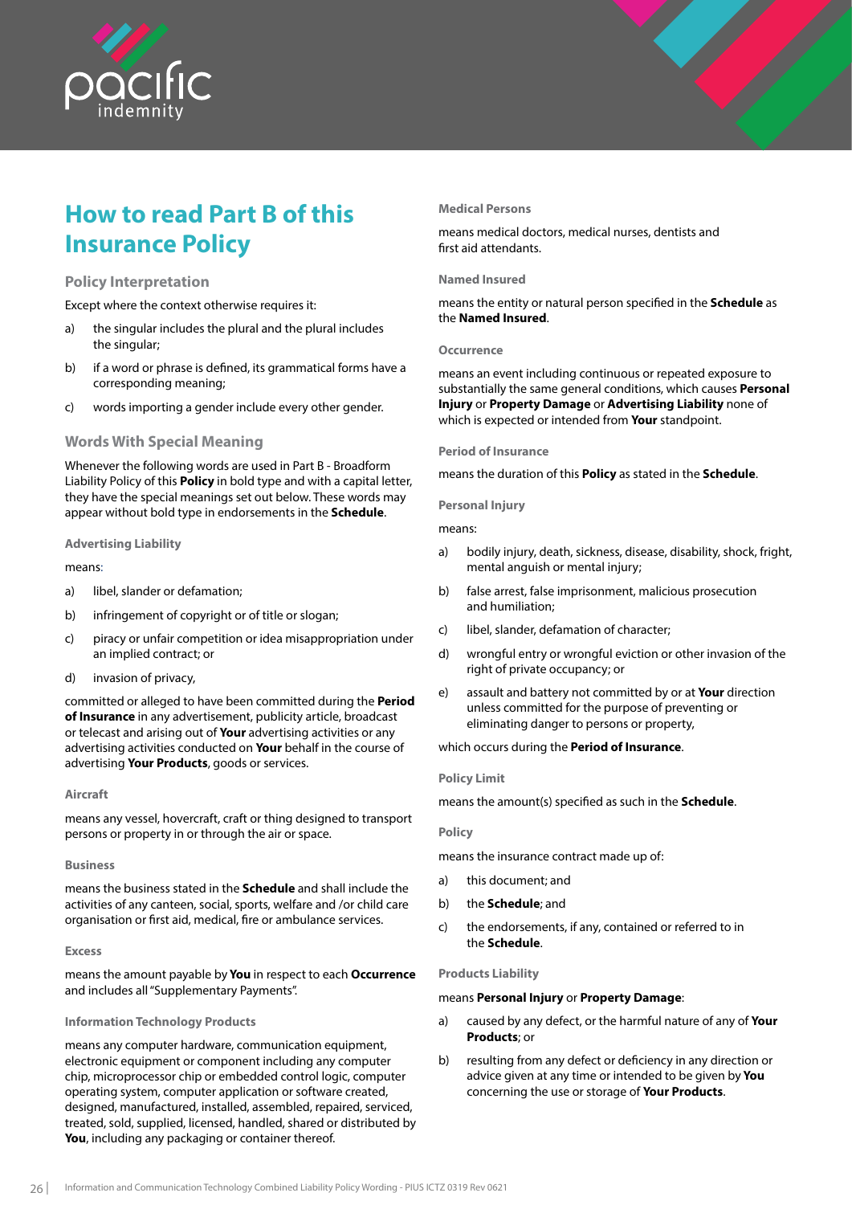# How to read Part B of this Insurance Policy

## Policy Interpretation

Except where the context otherwise requires it:

a) the singular includes the plural and the plural includes the singular;

b) if a word or phrase is defined, its grammatical forms have a corresponding meaning;

c) words importing a gender include every other gender.

## Words With Special Meaning

Whenever the following words are used in Part B - Broadform Liability Policy of this **Policy** in bold type and with a capital letter, they have the special meanings set out below. These words may appear without bold type in endorsements in the **Schedule**.

### Advertising Liability

means:

a) libel, slander or defamation;

b) infringement of copyright or of title or slogan;

c) piracy or unfair competition or idea misappropriation under an implied contract; or

d) invasion of privacy,

committed or alleged to have been committed during the **Period of Insurance** in any advertisement, publicity article, broadcast or telecast and arising out of **Your** advertising activities or any advertising activities conducted on **Your** behalf in the course of advertising **Your Products**, goods or services.

### Aircraft

means any vessel, hovercraft, craft or thing designed to transport persons or property in or through the air or space.

### Business

means the business stated in the **Schedule** and shall include the activities of any canteen, social, sports, welfare and /or child care organisation or first aid, medical, fire or ambulance services.

### Excess

means the amount payable by **You** in respect to each **Occurrence** and includes all "Supplementary Payments".

### Information Technology Products

means any computer hardware, communication equipment, electronic equipment or component including any computer chip, microprocessor chip or embedded control logic, computer operating system, computer application or software created, designed, manufactured, installed, assembled, repaired, serviced, treated, sold, supplied, licensed, handled, shared or distributed by **You**, including any packaging or container thereof.

### Medical Persons

means medical doctors, medical nurses, dentists and first aid attendants.

### Named Insured

means the entity or natural person specified in the **Schedule** as the **Named Insured**.

### Occurrence

means an event including continuous or repeated exposure to substantially the same general conditions, which causes **Personal Injury** or **Property Damage** or **Advertising Liability** none of which is expected or intended from **Your** standpoint.

### Period of Insurance

means the duration of this **Policy** as stated in the **Schedule**.

### Personal Injury

means:

a) bodily injury, death, sickness, disease, disability, shock, fright, mental anguish or mental injury;

b) false arrest, false imprisonment, malicious prosecution and humiliation;

c) libel, slander, defamation of character;

d) wrongful entry or wrongful eviction or other invasion of the right of private occupancy; or

e) assault and battery not committed by or at **Your** direction unless committed for the purpose of preventing or eliminating danger to persons or property,

which occurs during the **Period of Insurance**.

### Policy Limit

means the amount(s) specified as such in the **Schedule**.

### Policy

means the insurance contract made up of:

a) this document; and

b) the **Schedule**; and

c) the endorsements, if any, contained or referred to in the **Schedule**.

### Products Liability

means **Personal Injury** or **Property Damage**:

a) caused by any defect, or the harmful nature of any of **Your Products**; or

b) resulting from any defect or deficiency in any direction or advice given at any time or intended to be given by **You** concerning the use or storage of **Your Products**.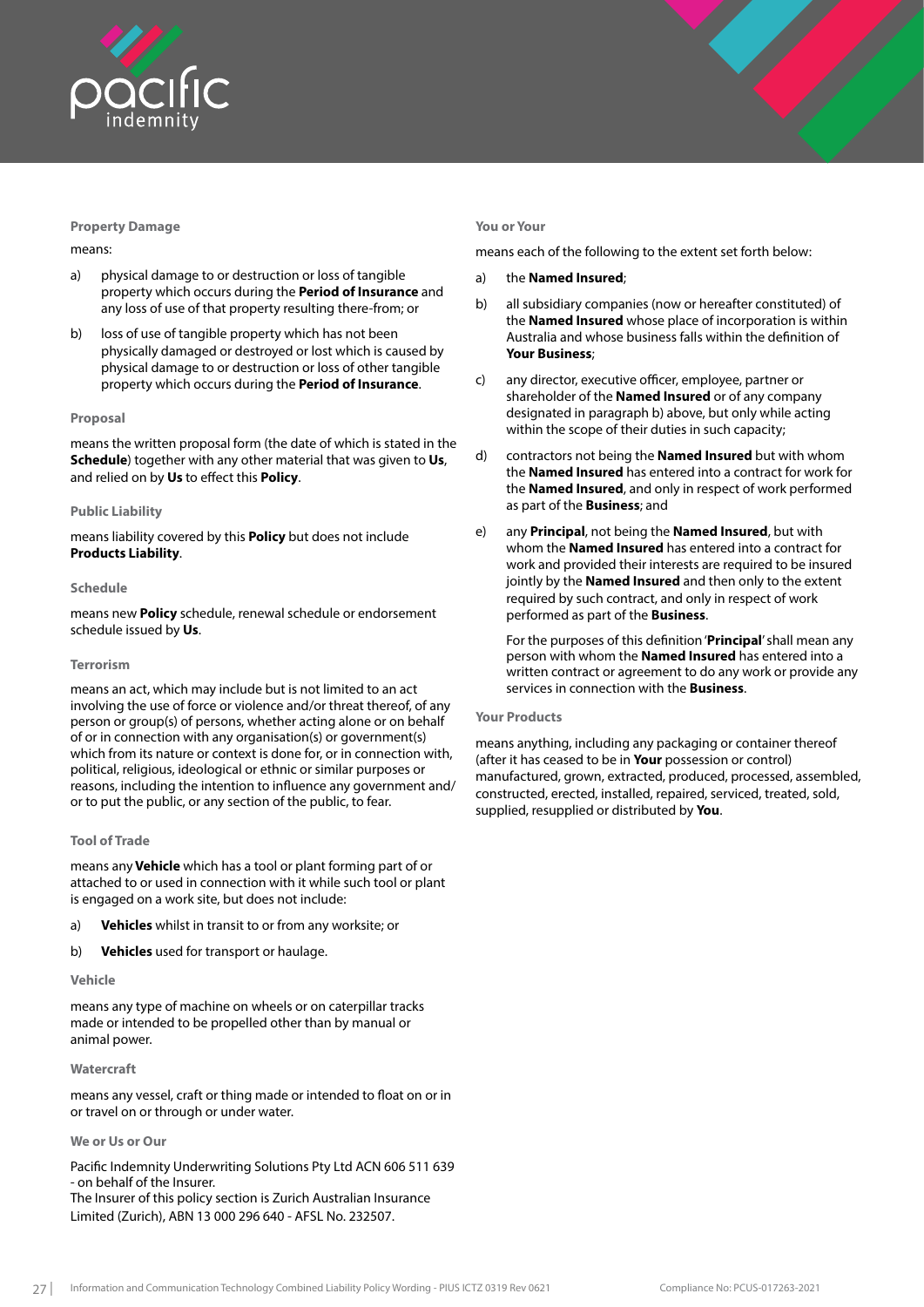### Property Damage

means:

a) physical damage to or destruction or loss of tangible property which occurs during the **Period of Insurance** and any loss of use of that property resulting there-from; or

b) loss of use of tangible property which has not been physically damaged or destroyed or lost which is caused by physical damage to or destruction or loss of other tangible property which occurs during the **Period of Insurance**.

### Proposal

means the written proposal form (the date of which is stated in the **Schedule**) together with any other material that was given to **Us**, and relied on by **Us** to effect this **Policy**.

### Public Liability

means liability covered by this **Policy** but does not include **Products Liability**.

### Schedule

means new **Policy** schedule, renewal schedule or endorsement schedule issued by **Us**.

### Terrorism

means an act, which may include but is not limited to an act involving the use of force or violence and/or threat thereof, of any person or group(s) of persons, whether acting alone or on behalf of or in connection with any organisation(s) or government(s) which from its nature or context is done for, or in connection with, political, religious, ideological or ethnic or similar purposes or reasons, including the intention to influence any government and/or to put the public, or any section of the public, to fear.

### Tool of Trade

means any **Vehicle** which has a tool or plant forming part of or attached to or used in connection with it while such tool or plant is engaged on a work site, but does not include:

a) **Vehicles** whilst in transit to or from any worksite; or

b) **Vehicles** used for transport or haulage.

### Vehicle

means any type of machine on wheels or on caterpillar tracks made or intended to be propelled other than by manual or animal power.

### Watercraft

means any vessel, craft or thing made or intended to float on or in or travel on or through or under water.

### We or Us or Our

Pacific Indemnity Underwriting Solutions Pty Ltd ACN 606 511 639 - on behalf of the Insurer.
The Insurer of this policy section is Zurich Australian Insurance Limited (Zurich), ABN 13 000 296 640 - AFSL No. 232507.

### You or Your

means each of the following to the extent set forth below:

a) the **Named Insured**;

b) all subsidiary companies (now or hereafter constituted) of the **Named Insured** whose place of incorporation is within Australia and whose business falls within the definition of **Your Business**;

c) any director, executive officer, employee, partner or shareholder of the **Named Insured** or of any company designated in paragraph b) above, but only while acting within the scope of their duties in such capacity;

d) contractors not being the **Named Insured** but with whom the **Named Insured** has entered into a contract for work for the **Named Insured**, and only in respect of work performed as part of the **Business**; and

e) any **Principal**, not being the **Named Insured**, but with whom the **Named Insured** has entered into a contract for work and provided their interests are required to be insured jointly by the **Named Insured** and then only to the extent required by such contract, and only in respect of work performed as part of the **Business**.

For the purposes of this definition '**Principal**' shall mean any person with whom the **Named Insured** has entered into a written contract or agreement to do any work or provide any services in connection with the **Business**.

### Your Products

means anything, including any packaging or container thereof (after it has ceased to be in **Your** possession or control) manufactured, grown, extracted, produced, processed, assembled, constructed, erected, installed, repaired, serviced, treated, sold, supplied, resupplied or distributed by **You**.